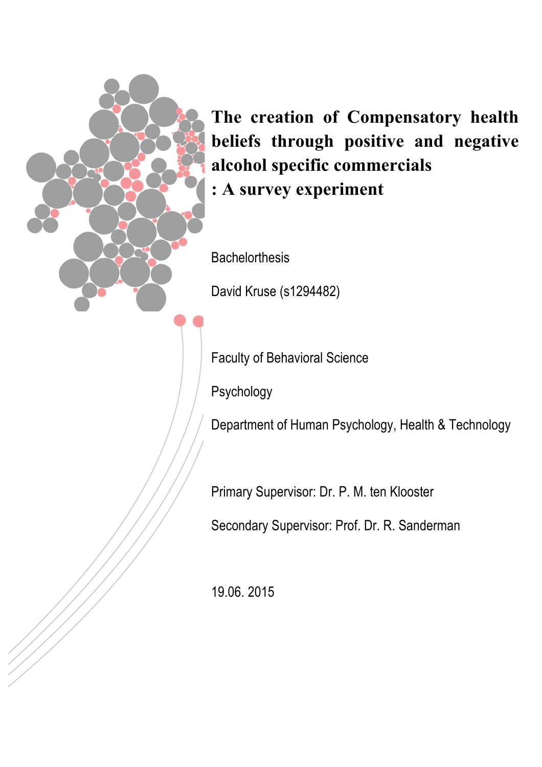# The creation of Compensatory health beliefs through positive and negative alcohol specific commercials : A survey experiment

Bachelorthesis

David Kruse (s1294482)

Faculty of Behavioral Science

Psychology

Department of Human Psychology, Health & Technology

Primary Supervisor: Dr. P. M. ten Klooster

Secondary Supervisor: Prof. Dr. R. Sanderman

19.06. 2015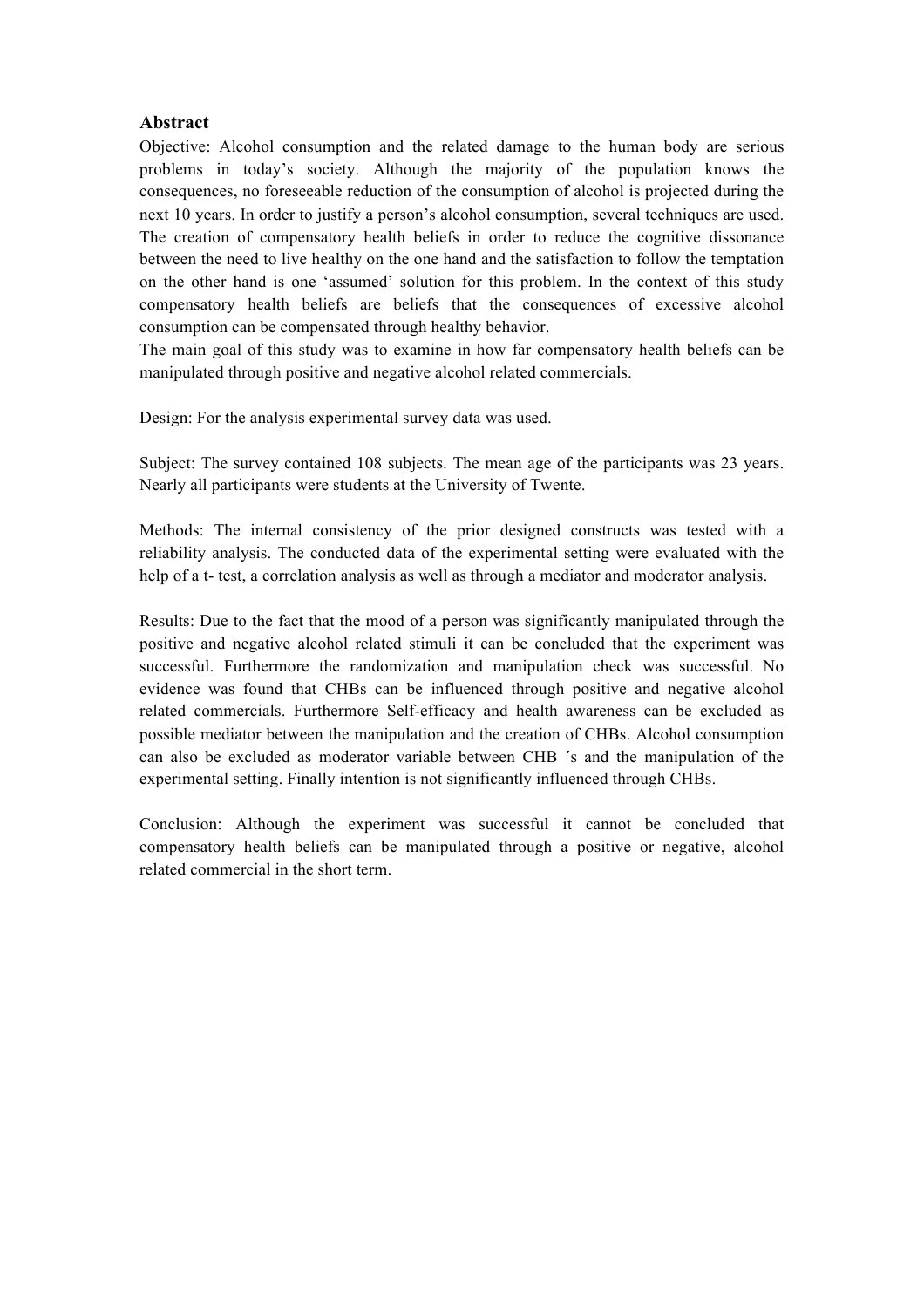## Abstract

Objective: Alcohol consumption and the related damage to the human body are serious problems in today's society. Although the majority of the population knows the consequences, no foreseeable reduction of the consumption of alcohol is projected during the next 10 years. In order to justify a person's alcohol consumption, several techniques are used. The creation of compensatory health beliefs in order to reduce the cognitive dissonance between the need to live healthy on the one hand and the satisfaction to follow the temptation on the other hand is one 'assumed' solution for this problem. In the context of this study compensatory health beliefs are beliefs that the consequences of excessive alcohol consumption can be compensated through healthy behavior.
The main goal of this study was to examine in how far compensatory health beliefs can be manipulated through positive and negative alcohol related commercials.

Design: For the analysis experimental survey data was used.

Subject: The survey contained 108 subjects. The mean age of the participants was 23 years. Nearly all participants were students at the University of Twente.

Methods: The internal consistency of the prior designed constructs was tested with a reliability analysis. The conducted data of the experimental setting were evaluated with the help of a t- test, a correlation analysis as well as through a mediator and moderator analysis.

Results: Due to the fact that the mood of a person was significantly manipulated through the positive and negative alcohol related stimuli it can be concluded that the experiment was successful. Furthermore the randomization and manipulation check was successful. No evidence was found that CHBs can be influenced through positive and negative alcohol related commercials. Furthermore Self-efficacy and health awareness can be excluded as possible mediator between the manipulation and the creation of CHBs. Alcohol consumption can also be excluded as moderator variable between CHB ´s and the manipulation of the experimental setting. Finally intention is not significantly influenced through CHBs.

Conclusion: Although the experiment was successful it cannot be concluded that compensatory health beliefs can be manipulated through a positive or negative, alcohol related commercial in the short term.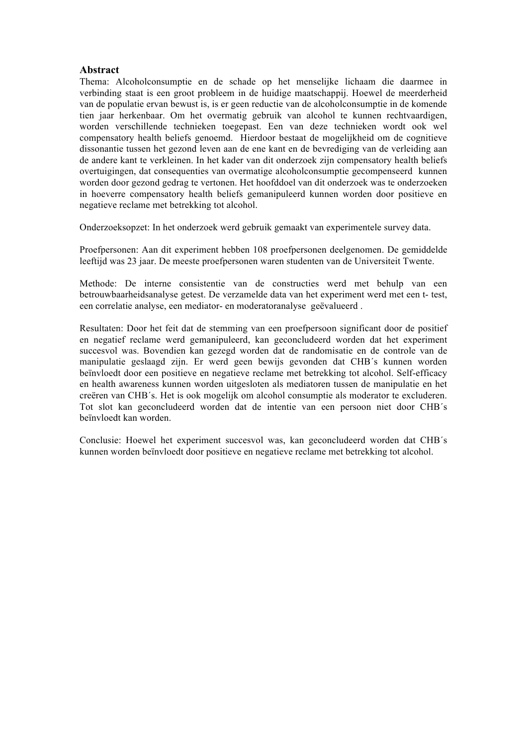## Abstract

Thema: Alcoholconsumptie en de schade op het menselijke lichaam die daarmee in verbinding staat is een groot probleem in de huidige maatschappij. Hoewel de meerderheid van de populatie ervan bewust is, is er geen reductie van de alcoholconsumptie in de komende tien jaar herkenbaar. Om het overmatig gebruik van alcohol te kunnen rechtvaardigen, worden verschillende technieken toegepast. Een van deze technieken wordt ook wel compensatory health beliefs genoemd. Hierdoor bestaat de mogelijkheid om de cognitieve dissonantie tussen het gezond leven aan de ene kant en de bevrediging van de verleiding aan de andere kant te verkleinen. In het kader van dit onderzoek zijn compensatory health beliefs overtuigingen, dat consequenties van overmatige alcoholconsumptie gecompenseerd kunnen worden door gezond gedrag te vertonen. Het hoofddoel van dit onderzoek was te onderzoeken in hoeverre compensatory health beliefs gemanipuleerd kunnen worden door positieve en negatieve reclame met betrekking tot alcohol.

Onderzoeksopzet: In het onderzoek werd gebruik gemaakt van experimentele survey data.

Proefpersonen: Aan dit experiment hebben 108 proefpersonen deelgenomen. De gemiddelde leeftijd was 23 jaar. De meeste proefpersonen waren studenten van de Universiteit Twente.

Methode: De interne consistentie van de constructies werd met behulp van een betrouwbaarheidsanalyse getest. De verzamelde data van het experiment werd met een t- test, een correlatie analyse, een mediator- en moderatoranalyse geëvalueerd .

Resultaten: Door het feit dat de stemming van een proefpersoon significant door de positief en negatief reclame werd gemanipuleerd, kan geconcludeerd worden dat het experiment succesvol was. Bovendien kan gezegd worden dat de randomisatie en de controle van de manipulatie geslaagd zijn. Er werd geen bewijs gevonden dat CHB´s kunnen worden beïnvloedt door een positieve en negatieve reclame met betrekking tot alcohol. Self-efficacy en health awareness kunnen worden uitgesloten als mediatoren tussen de manipulatie en het creëren van CHB´s. Het is ook mogelijk om alcohol consumptie als moderator te excluderen. Tot slot kan geconcludeerd worden dat de intentie van een persoon niet door CHB´s beïnvloedt kan worden.

Conclusie: Hoewel het experiment succesvol was, kan geconcludeerd worden dat CHB´s kunnen worden beïnvloedt door positieve en negatieve reclame met betrekking tot alcohol.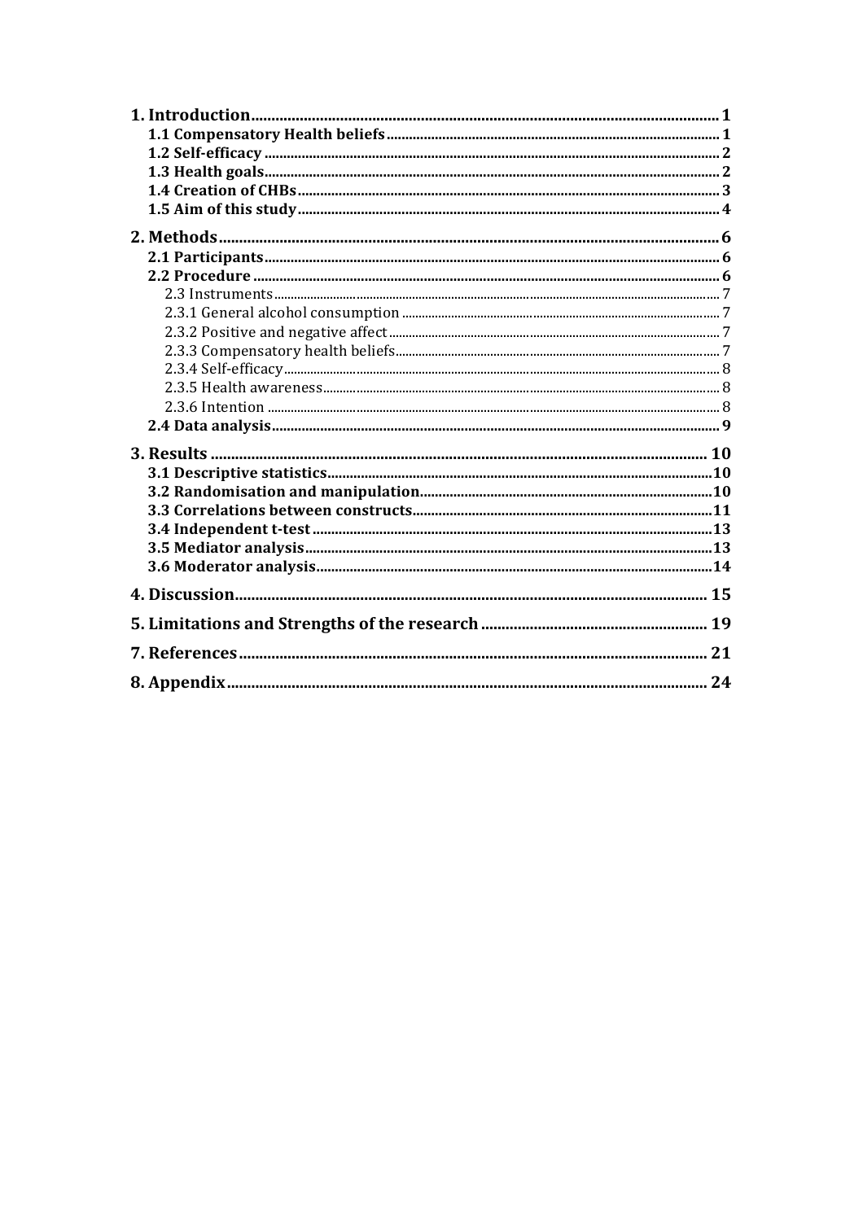1. Introduction ........................................................................................................ 1
 1.1 Compensatory Health beliefs ........................................................................ 1
 1.2 Self-efficacy .................................................................................................. 2
 1.3 Health goals .................................................................................................. 2
 1.4 Creation of CHBs ........................................................................................... 3
 1.5 Aim of this study ............................................................................................ 4

2. Methods ................................................................................................................ 6
 2.1 Participants .................................................................................................... 6
 2.2 Procedure ...................................................................................................... 6
  2.3 Instruments ................................................................................................. 7
  2.3.1 General alcohol consumption .................................................................. 7
  2.3.2 Positive and negative affect ..................................................................... 7
  2.3.3 Compensatory health beliefs .................................................................... 7
  2.3.4 Self-efficacy ............................................................................................. 8
  2.3.5 Health awareness ..................................................................................... 8
  2.3.6 Intention ................................................................................................... 8
 2.4 Data analysis .................................................................................................. 9

3. Results ................................................................................................................ 10
 3.1 Descriptive statistics ..................................................................................... 10
 3.2 Randomisation and manipulation ................................................................. 10
 3.3 Correlations between constructs .................................................................. 11
 3.4 Independent t-test ........................................................................................ 13
 3.5 Mediator analysis .......................................................................................... 13
 3.6 Moderator analysis ........................................................................................ 14

4. Discussion ........................................................................................................... 15

5. Limitations and Strengths of the research ........................................................ 19

7. References ........................................................................................................... 21

8. Appendix ............................................................................................................. 24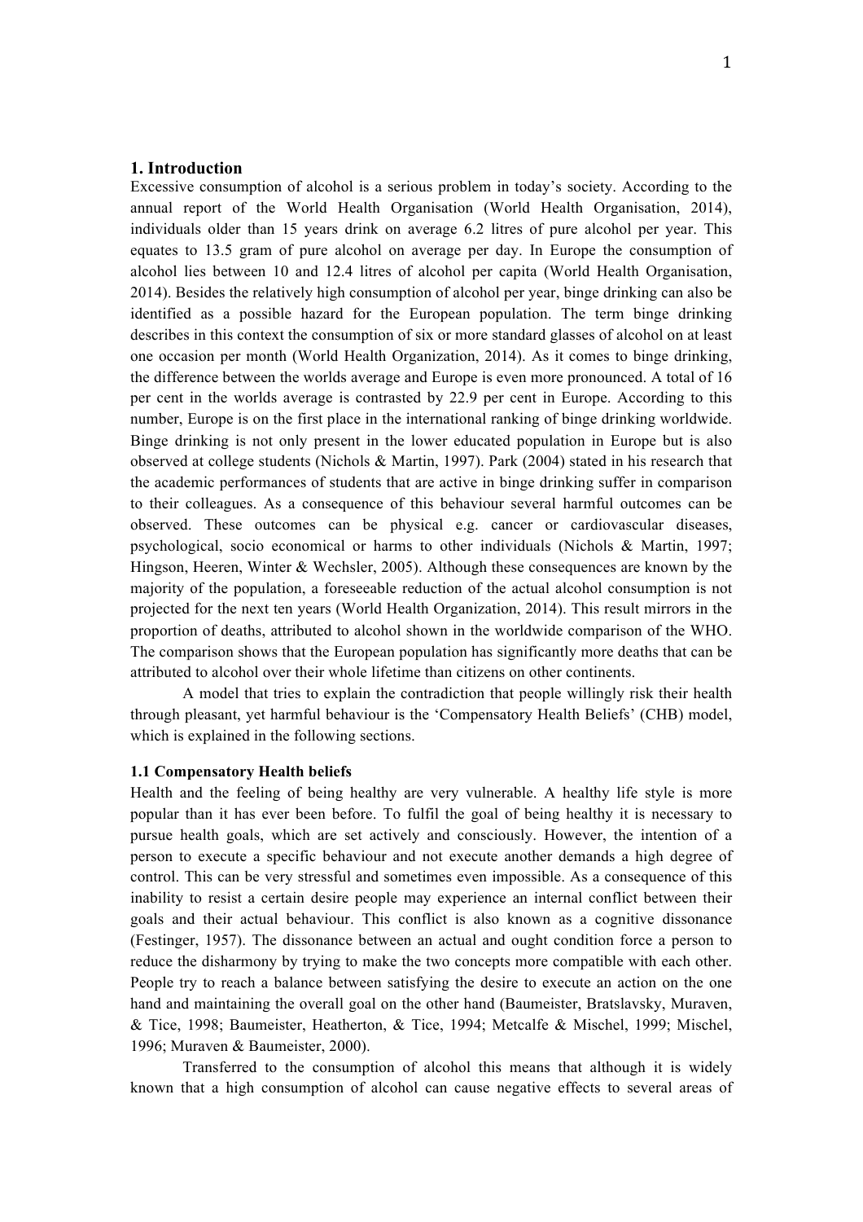# 1. Introduction

Excessive consumption of alcohol is a serious problem in today's society. According to the annual report of the World Health Organisation (World Health Organisation, 2014), individuals older than 15 years drink on average 6.2 litres of pure alcohol per year. This equates to 13.5 gram of pure alcohol on average per day. In Europe the consumption of alcohol lies between 10 and 12.4 litres of alcohol per capita (World Health Organisation, 2014). Besides the relatively high consumption of alcohol per year, binge drinking can also be identified as a possible hazard for the European population. The term binge drinking describes in this context the consumption of six or more standard glasses of alcohol on at least one occasion per month (World Health Organization, 2014). As it comes to binge drinking, the difference between the worlds average and Europe is even more pronounced. A total of 16 per cent in the worlds average is contrasted by 22.9 per cent in Europe. According to this number, Europe is on the first place in the international ranking of binge drinking worldwide. Binge drinking is not only present in the lower educated population in Europe but is also observed at college students (Nichols & Martin, 1997). Park (2004) stated in his research that the academic performances of students that are active in binge drinking suffer in comparison to their colleagues. As a consequence of this behaviour several harmful outcomes can be observed. These outcomes can be physical e.g. cancer or cardiovascular diseases, psychological, socio economical or harms to other individuals (Nichols & Martin, 1997; Hingson, Heeren, Winter & Wechsler, 2005). Although these consequences are known by the majority of the population, a foreseeable reduction of the actual alcohol consumption is not projected for the next ten years (World Health Organization, 2014). This result mirrors in the proportion of deaths, attributed to alcohol shown in the worldwide comparison of the WHO. The comparison shows that the European population has significantly more deaths that can be attributed to alcohol over their whole lifetime than citizens on other continents.

A model that tries to explain the contradiction that people willingly risk their health through pleasant, yet harmful behaviour is the 'Compensatory Health Beliefs' (CHB) model, which is explained in the following sections.

## 1.1 Compensatory Health beliefs

Health and the feeling of being healthy are very vulnerable. A healthy life style is more popular than it has ever been before. To fulfil the goal of being healthy it is necessary to pursue health goals, which are set actively and consciously. However, the intention of a person to execute a specific behaviour and not execute another demands a high degree of control. This can be very stressful and sometimes even impossible. As a consequence of this inability to resist a certain desire people may experience an internal conflict between their goals and their actual behaviour. This conflict is also known as a cognitive dissonance (Festinger, 1957). The dissonance between an actual and ought condition force a person to reduce the disharmony by trying to make the two concepts more compatible with each other. People try to reach a balance between satisfying the desire to execute an action on the one hand and maintaining the overall goal on the other hand (Baumeister, Bratslavsky, Muraven, & Tice, 1998; Baumeister, Heatherton, & Tice, 1994; Metcalfe & Mischel, 1999; Mischel, 1996; Muraven & Baumeister, 2000).

Transferred to the consumption of alcohol this means that although it is widely known that a high consumption of alcohol can cause negative effects to several areas of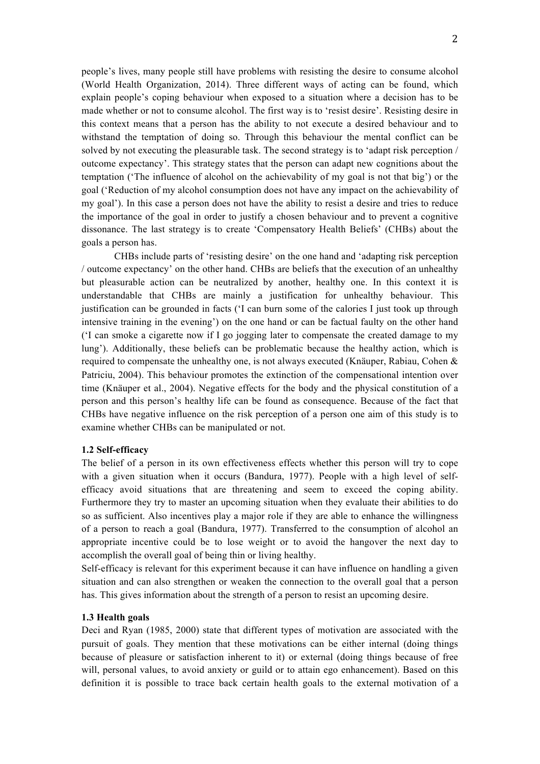people's lives, many people still have problems with resisting the desire to consume alcohol (World Health Organization, 2014). Three different ways of acting can be found, which explain people's coping behaviour when exposed to a situation where a decision has to be made whether or not to consume alcohol. The first way is to 'resist desire'. Resisting desire in this context means that a person has the ability to not execute a desired behaviour and to withstand the temptation of doing so. Through this behaviour the mental conflict can be solved by not executing the pleasurable task. The second strategy is to 'adapt risk perception / outcome expectancy'. This strategy states that the person can adapt new cognitions about the temptation ('The influence of alcohol on the achievability of my goal is not that big') or the goal ('Reduction of my alcohol consumption does not have any impact on the achievability of my goal'). In this case a person does not have the ability to resist a desire and tries to reduce the importance of the goal in order to justify a chosen behaviour and to prevent a cognitive dissonance. The last strategy is to create 'Compensatory Health Beliefs' (CHBs) about the goals a person has.

CHBs include parts of 'resisting desire' on the one hand and 'adapting risk perception / outcome expectancy' on the other hand. CHBs are beliefs that the execution of an unhealthy but pleasurable action can be neutralized by another, healthy one. In this context it is understandable that CHBs are mainly a justification for unhealthy behaviour. This justification can be grounded in facts ('I can burn some of the calories I just took up through intensive training in the evening') on the one hand or can be factual faulty on the other hand ('I can smoke a cigarette now if I go jogging later to compensate the created damage to my lung'). Additionally, these beliefs can be problematic because the healthy action, which is required to compensate the unhealthy one, is not always executed (Knäuper, Rabiau, Cohen & Patriciu, 2004). This behaviour promotes the extinction of the compensational intention over time (Knäuper et al., 2004). Negative effects for the body and the physical constitution of a person and this person's healthy life can be found as consequence. Because of the fact that CHBs have negative influence on the risk perception of a person one aim of this study is to examine whether CHBs can be manipulated or not.

### 1.2 Self-efficacy

The belief of a person in its own effectiveness effects whether this person will try to cope with a given situation when it occurs (Bandura, 1977). People with a high level of self-efficacy avoid situations that are threatening and seem to exceed the coping ability. Furthermore they try to master an upcoming situation when they evaluate their abilities to do so as sufficient. Also incentives play a major role if they are able to enhance the willingness of a person to reach a goal (Bandura, 1977). Transferred to the consumption of alcohol an appropriate incentive could be to lose weight or to avoid the hangover the next day to accomplish the overall goal of being thin or living healthy.

Self-efficacy is relevant for this experiment because it can have influence on handling a given situation and can also strengthen or weaken the connection to the overall goal that a person has. This gives information about the strength of a person to resist an upcoming desire.

### 1.3 Health goals

Deci and Ryan (1985, 2000) state that different types of motivation are associated with the pursuit of goals. They mention that these motivations can be either internal (doing things because of pleasure or satisfaction inherent to it) or external (doing things because of free will, personal values, to avoid anxiety or guild or to attain ego enhancement). Based on this definition it is possible to trace back certain health goals to the external motivation of a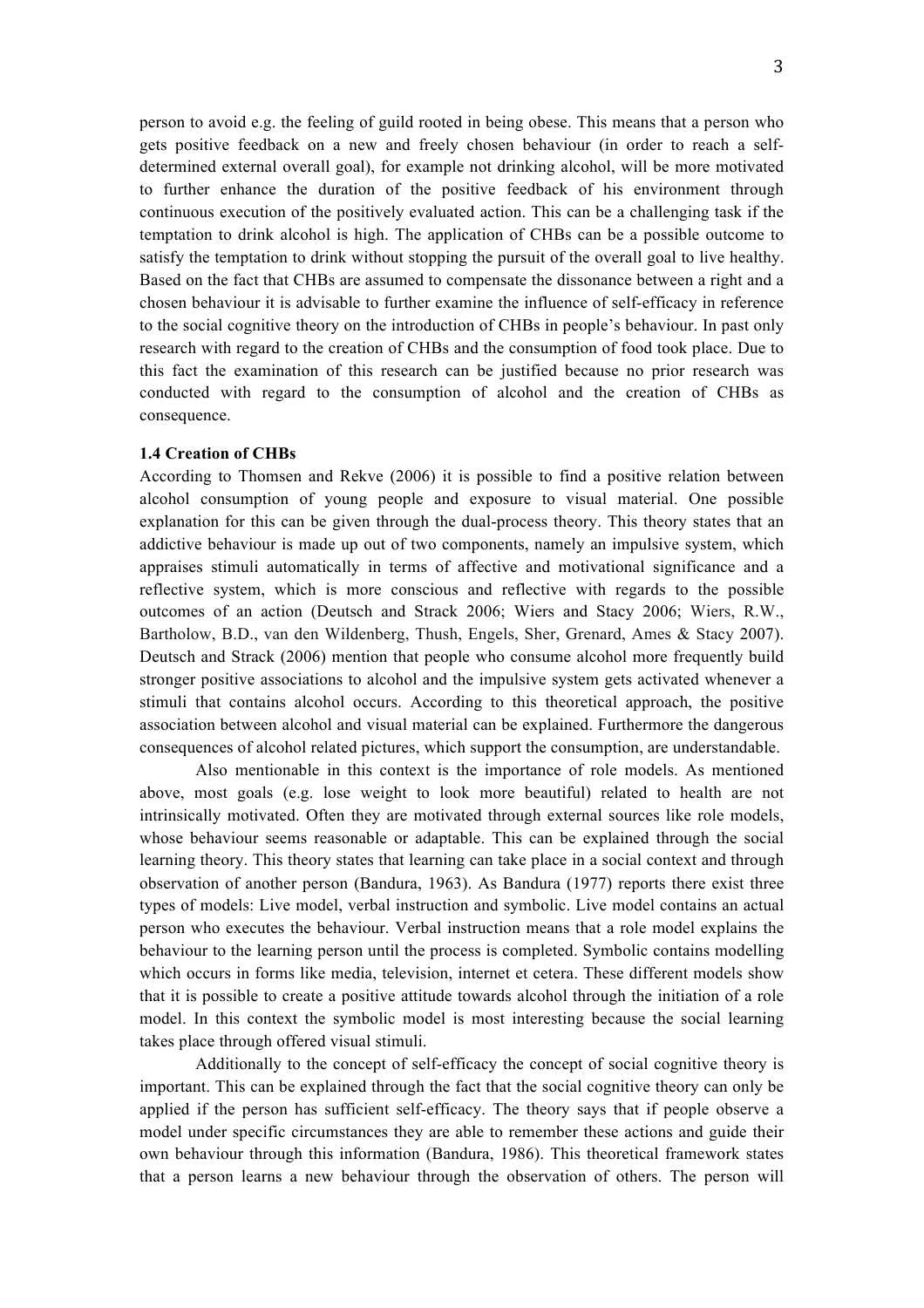person to avoid e.g. the feeling of guild rooted in being obese. This means that a person who gets positive feedback on a new and freely chosen behaviour (in order to reach a self-determined external overall goal), for example not drinking alcohol, will be more motivated to further enhance the duration of the positive feedback of his environment through continuous execution of the positively evaluated action. This can be a challenging task if the temptation to drink alcohol is high. The application of CHBs can be a possible outcome to satisfy the temptation to drink without stopping the pursuit of the overall goal to live healthy. Based on the fact that CHBs are assumed to compensate the dissonance between a right and a chosen behaviour it is advisable to further examine the influence of self-efficacy in reference to the social cognitive theory on the introduction of CHBs in people's behaviour. In past only research with regard to the creation of CHBs and the consumption of food took place. Due to this fact the examination of this research can be justified because no prior research was conducted with regard to the consumption of alcohol and the creation of CHBs as consequence.

**1.4 Creation of CHBs**

According to Thomsen and Rekve (2006) it is possible to find a positive relation between alcohol consumption of young people and exposure to visual material. One possible explanation for this can be given through the dual-process theory. This theory states that an addictive behaviour is made up out of two components, namely an impulsive system, which appraises stimuli automatically in terms of affective and motivational significance and a reflective system, which is more conscious and reflective with regards to the possible outcomes of an action (Deutsch and Strack 2006; Wiers and Stacy 2006; Wiers, R.W., Bartholow, B.D., van den Wildenberg, Thush, Engels, Sher, Grenard, Ames & Stacy 2007). Deutsch and Strack (2006) mention that people who consume alcohol more frequently build stronger positive associations to alcohol and the impulsive system gets activated whenever a stimuli that contains alcohol occurs. According to this theoretical approach, the positive association between alcohol and visual material can be explained. Furthermore the dangerous consequences of alcohol related pictures, which support the consumption, are understandable.

Also mentionable in this context is the importance of role models. As mentioned above, most goals (e.g. lose weight to look more beautiful) related to health are not intrinsically motivated. Often they are motivated through external sources like role models, whose behaviour seems reasonable or adaptable. This can be explained through the social learning theory. This theory states that learning can take place in a social context and through observation of another person (Bandura, 1963). As Bandura (1977) reports there exist three types of models: Live model, verbal instruction and symbolic. Live model contains an actual person who executes the behaviour. Verbal instruction means that a role model explains the behaviour to the learning person until the process is completed. Symbolic contains modelling which occurs in forms like media, television, internet et cetera. These different models show that it is possible to create a positive attitude towards alcohol through the initiation of a role model. In this context the symbolic model is most interesting because the social learning takes place through offered visual stimuli.

Additionally to the concept of self-efficacy the concept of social cognitive theory is important. This can be explained through the fact that the social cognitive theory can only be applied if the person has sufficient self-efficacy. The theory says that if people observe a model under specific circumstances they are able to remember these actions and guide their own behaviour through this information (Bandura, 1986). This theoretical framework states that a person learns a new behaviour through the observation of others. The person will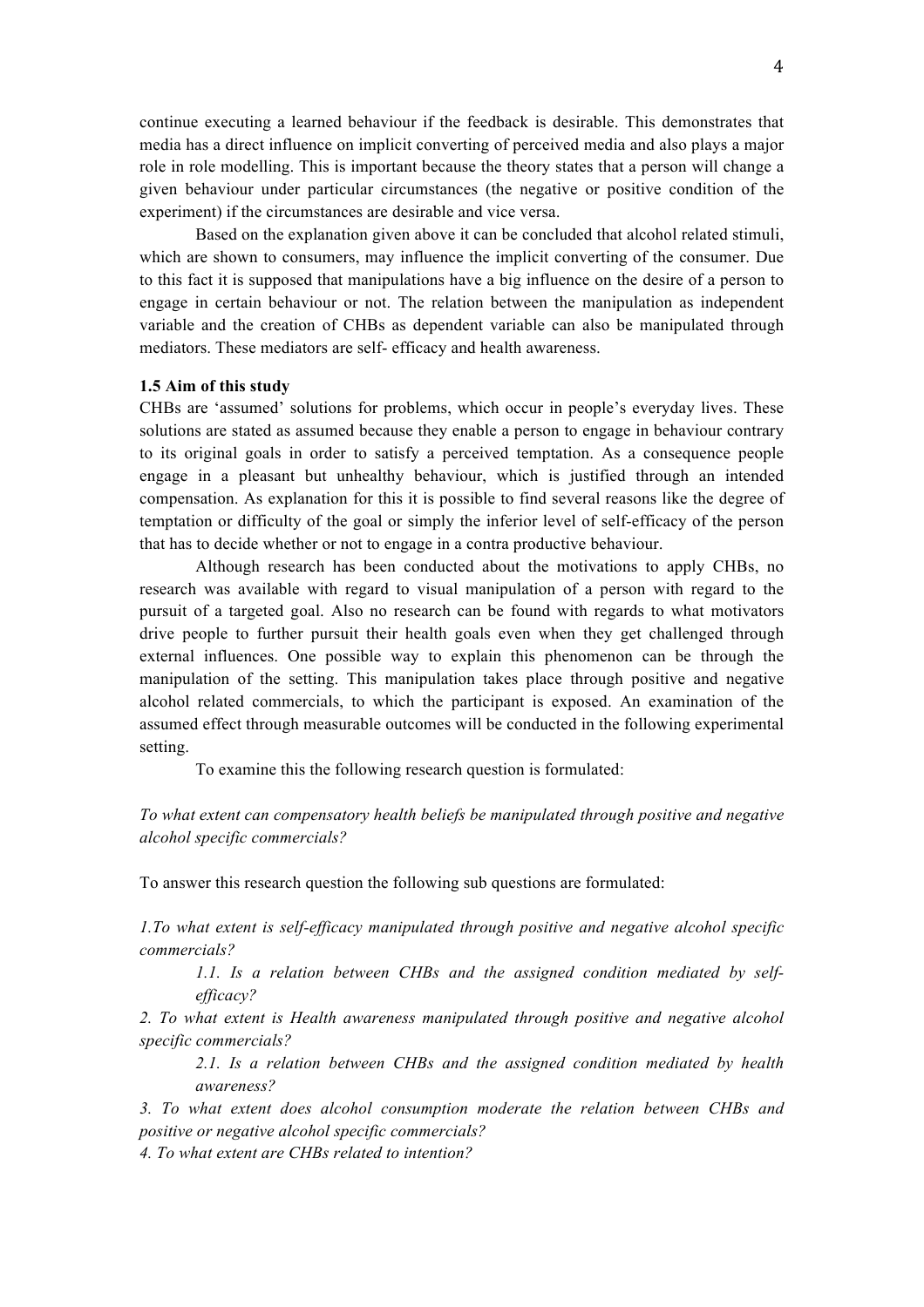continue executing a learned behaviour if the feedback is desirable. This demonstrates that media has a direct influence on implicit converting of perceived media and also plays a major role in role modelling. This is important because the theory states that a person will change a given behaviour under particular circumstances (the negative or positive condition of the experiment) if the circumstances are desirable and vice versa.

Based on the explanation given above it can be concluded that alcohol related stimuli, which are shown to consumers, may influence the implicit converting of the consumer. Due to this fact it is supposed that manipulations have a big influence on the desire of a person to engage in certain behaviour or not. The relation between the manipulation as independent variable and the creation of CHBs as dependent variable can also be manipulated through mediators. These mediators are self- efficacy and health awareness.

### 1.5 Aim of this study

CHBs are 'assumed' solutions for problems, which occur in people's everyday lives. These solutions are stated as assumed because they enable a person to engage in behaviour contrary to its original goals in order to satisfy a perceived temptation. As a consequence people engage in a pleasant but unhealthy behaviour, which is justified through an intended compensation. As explanation for this it is possible to find several reasons like the degree of temptation or difficulty of the goal or simply the inferior level of self-efficacy of the person that has to decide whether or not to engage in a contra productive behaviour.

Although research has been conducted about the motivations to apply CHBs, no research was available with regard to visual manipulation of a person with regard to the pursuit of a targeted goal. Also no research can be found with regards to what motivators drive people to further pursuit their health goals even when they get challenged through external influences. One possible way to explain this phenomenon can be through the manipulation of the setting. This manipulation takes place through positive and negative alcohol related commercials, to which the participant is exposed. An examination of the assumed effect through measurable outcomes will be conducted in the following experimental setting.

To examine this the following research question is formulated:

*To what extent can compensatory health beliefs be manipulated through positive and negative alcohol specific commercials?*

To answer this research question the following sub questions are formulated:

*1.To what extent is self-efficacy manipulated through positive and negative alcohol specific commercials?*

> *1.1. Is a relation between CHBs and the assigned condition mediated by self-efficacy?*

*2. To what extent is Health awareness manipulated through positive and negative alcohol specific commercials?*

> *2.1. Is a relation between CHBs and the assigned condition mediated by health awareness?*

*3. To what extent does alcohol consumption moderate the relation between CHBs and positive or negative alcohol specific commercials?*

*4. To what extent are CHBs related to intention?*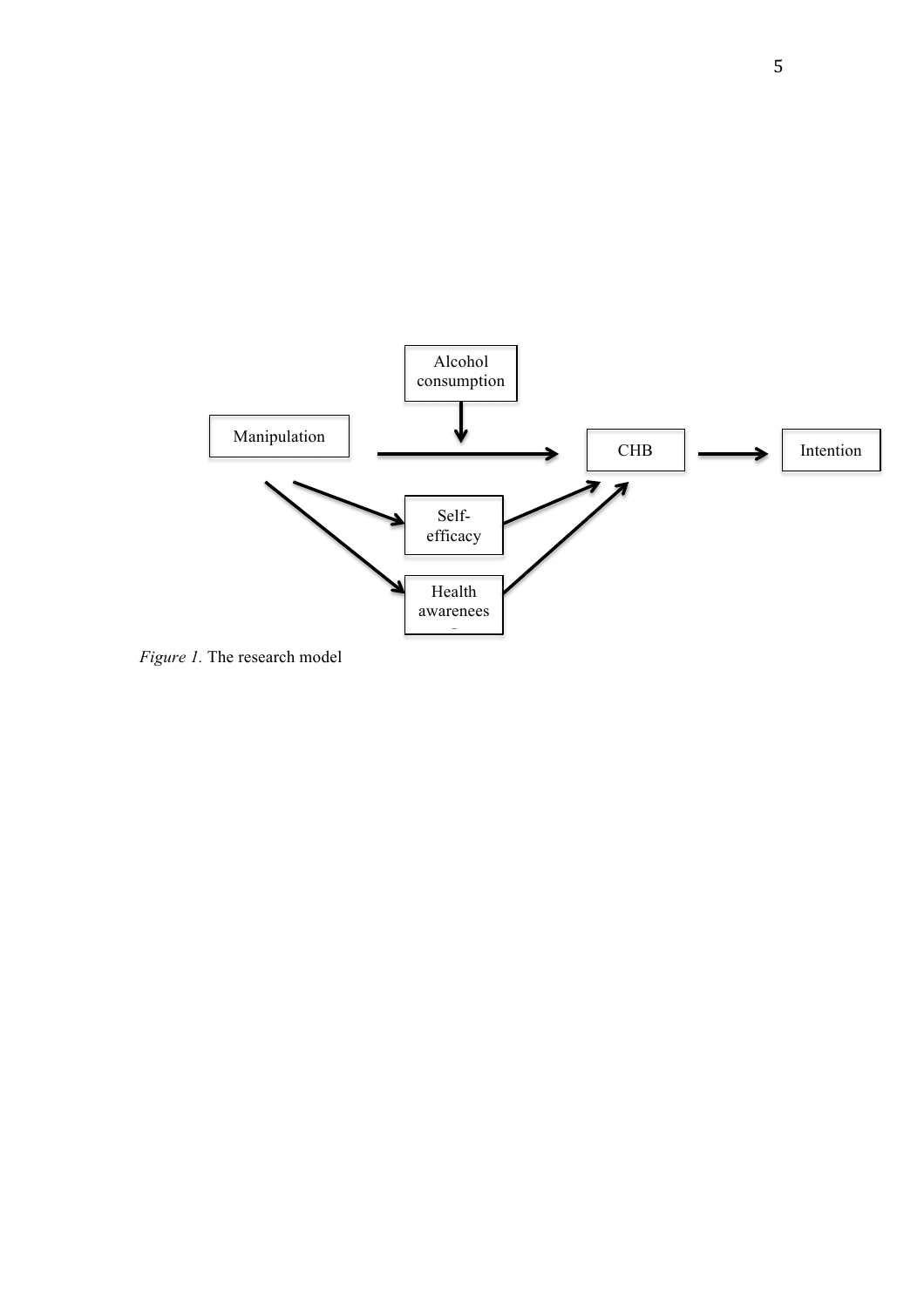*Figure 1.* The research model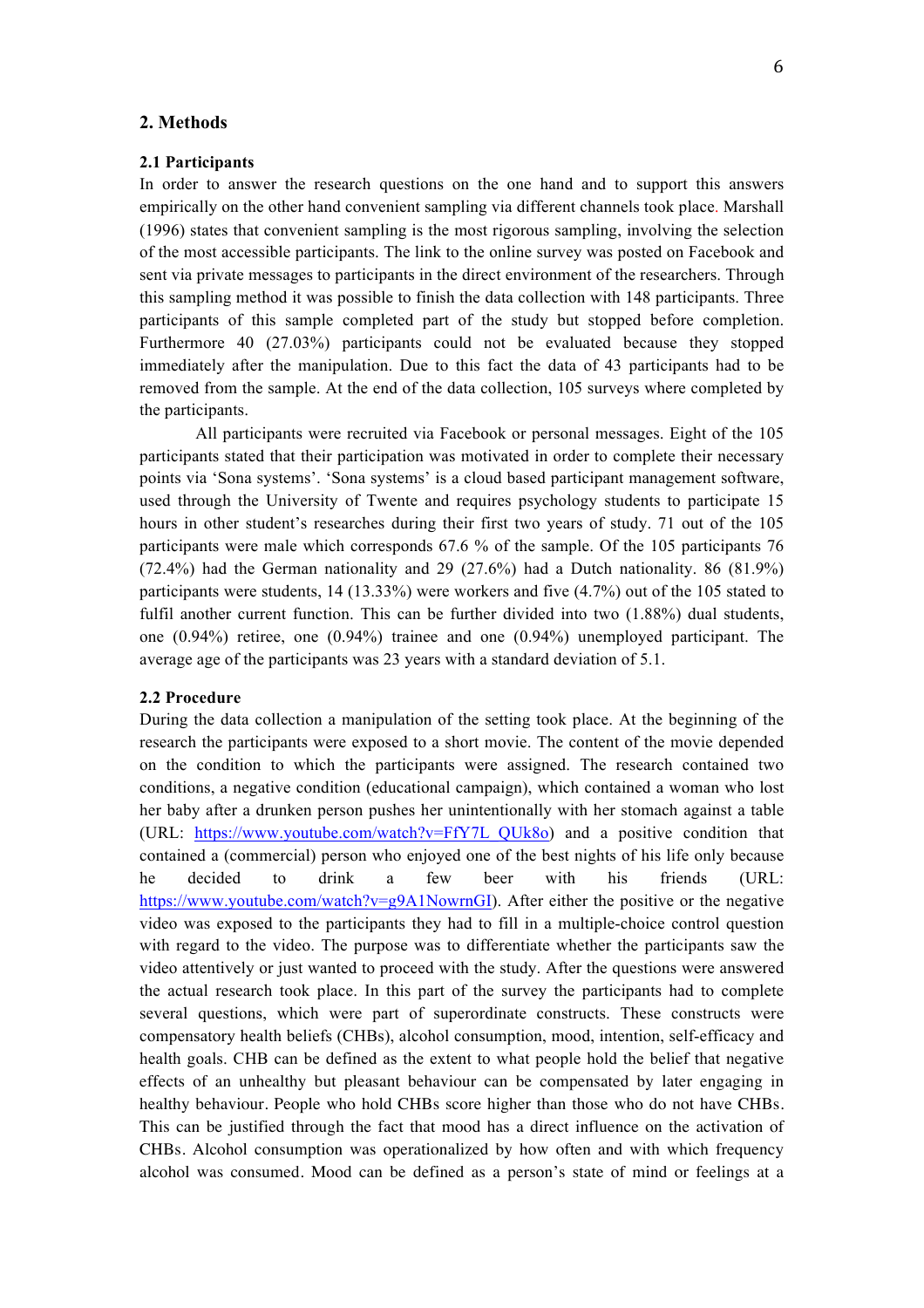## 2. Methods

### 2.1 Participants

In order to answer the research questions on the one hand and to support this answers empirically on the other hand convenient sampling via different channels took place. Marshall (1996) states that convenient sampling is the most rigorous sampling, involving the selection of the most accessible participants. The link to the online survey was posted on Facebook and sent via private messages to participants in the direct environment of the researchers. Through this sampling method it was possible to finish the data collection with 148 participants. Three participants of this sample completed part of the study but stopped before completion. Furthermore 40 (27.03%) participants could not be evaluated because they stopped immediately after the manipulation. Due to this fact the data of 43 participants had to be removed from the sample. At the end of the data collection, 105 surveys where completed by the participants.

All participants were recruited via Facebook or personal messages. Eight of the 105 participants stated that their participation was motivated in order to complete their necessary points via 'Sona systems'. 'Sona systems' is a cloud based participant management software, used through the University of Twente and requires psychology students to participate 15 hours in other student's researches during their first two years of study. 71 out of the 105 participants were male which corresponds 67.6 % of the sample. Of the 105 participants 76 (72.4%) had the German nationality and 29 (27.6%) had a Dutch nationality. 86 (81.9%) participants were students, 14 (13.33%) were workers and five (4.7%) out of the 105 stated to fulfil another current function. This can be further divided into two (1.88%) dual students, one (0.94%) retiree, one (0.94%) trainee and one (0.94%) unemployed participant. The average age of the participants was 23 years with a standard deviation of 5.1.

### 2.2 Procedure

During the data collection a manipulation of the setting took place. At the beginning of the research the participants were exposed to a short movie. The content of the movie depended on the condition to which the participants were assigned. The research contained two conditions, a negative condition (educational campaign), which contained a woman who lost her baby after a drunken person pushes her unintentionally with her stomach against a table (URL: https://www.youtube.com/watch?v=FfY7L_QUk8o) and a positive condition that contained a (commercial) person who enjoyed one of the best nights of his life only because he decided to drink a few beer with his friends (URL: https://www.youtube.com/watch?v=g9A1NowrnGI). After either the positive or the negative video was exposed to the participants they had to fill in a multiple-choice control question with regard to the video. The purpose was to differentiate whether the participants saw the video attentively or just wanted to proceed with the study. After the questions were answered the actual research took place. In this part of the survey the participants had to complete several questions, which were part of superordinate constructs. These constructs were compensatory health beliefs (CHBs), alcohol consumption, mood, intention, self-efficacy and health goals. CHB can be defined as the extent to what people hold the belief that negative effects of an unhealthy but pleasant behaviour can be compensated by later engaging in healthy behaviour. People who hold CHBs score higher than those who do not have CHBs. This can be justified through the fact that mood has a direct influence on the activation of CHBs. Alcohol consumption was operationalized by how often and with which frequency alcohol was consumed. Mood can be defined as a person's state of mind or feelings at a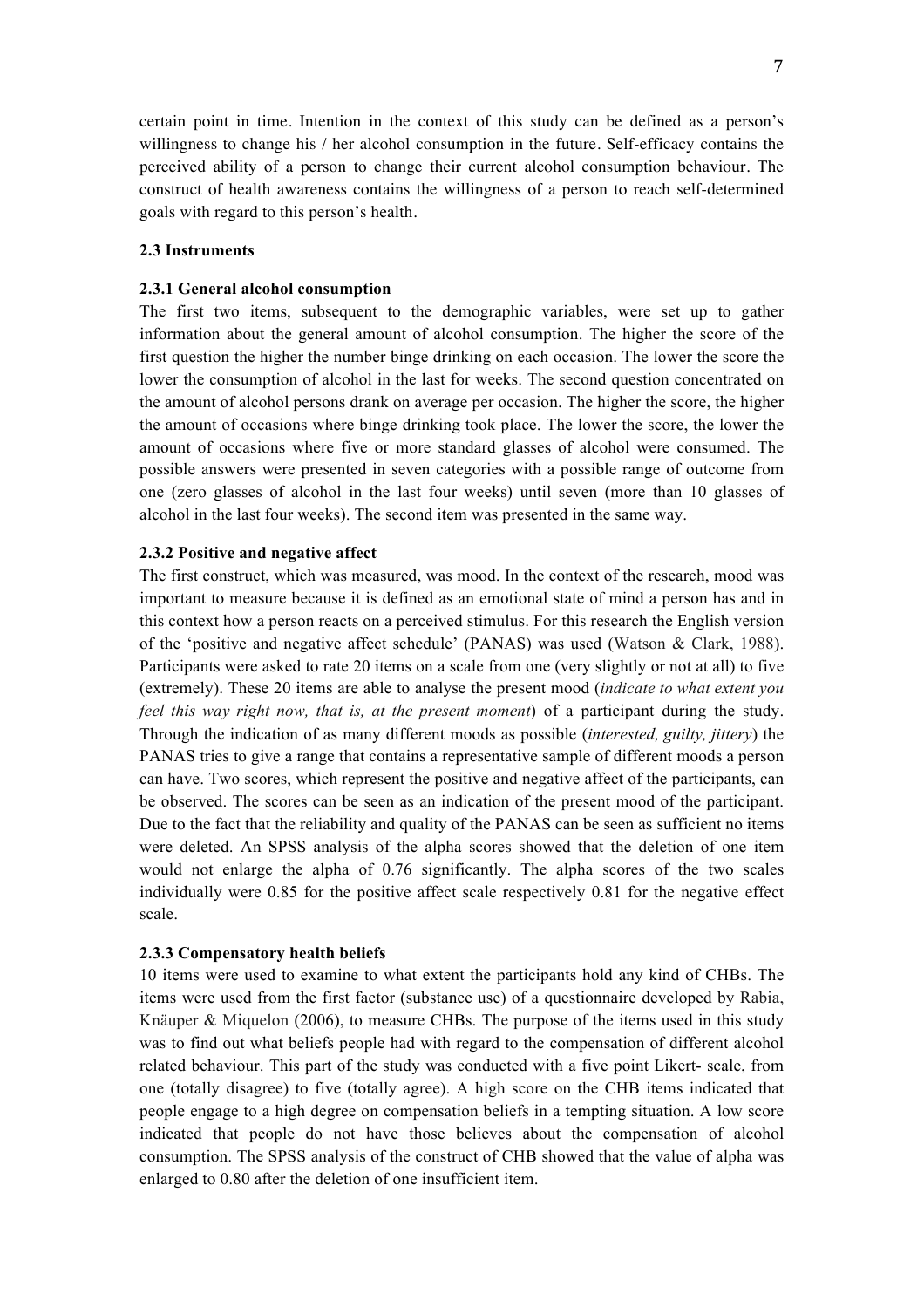certain point in time. Intention in the context of this study can be defined as a person's willingness to change his / her alcohol consumption in the future. Self-efficacy contains the perceived ability of a person to change their current alcohol consumption behaviour. The construct of health awareness contains the willingness of a person to reach self-determined goals with regard to this person's health.

### 2.3 Instruments

#### 2.3.1 General alcohol consumption

The first two items, subsequent to the demographic variables, were set up to gather information about the general amount of alcohol consumption. The higher the score of the first question the higher the number binge drinking on each occasion. The lower the score the lower the consumption of alcohol in the last for weeks. The second question concentrated on the amount of alcohol persons drank on average per occasion. The higher the score, the higher the amount of occasions where binge drinking took place. The lower the score, the lower the amount of occasions where five or more standard glasses of alcohol were consumed. The possible answers were presented in seven categories with a possible range of outcome from one (zero glasses of alcohol in the last four weeks) until seven (more than 10 glasses of alcohol in the last four weeks). The second item was presented in the same way.

#### 2.3.2 Positive and negative affect

The first construct, which was measured, was mood. In the context of the research, mood was important to measure because it is defined as an emotional state of mind a person has and in this context how a person reacts on a perceived stimulus. For this research the English version of the 'positive and negative affect schedule' (PANAS) was used (Watson & Clark, 1988). Participants were asked to rate 20 items on a scale from one (very slightly or not at all) to five (extremely). These 20 items are able to analyse the present mood (*indicate to what extent you feel this way right now, that is, at the present moment*) of a participant during the study. Through the indication of as many different moods as possible (*interested, guilty, jittery*) the PANAS tries to give a range that contains a representative sample of different moods a person can have. Two scores, which represent the positive and negative affect of the participants, can be observed. The scores can be seen as an indication of the present mood of the participant. Due to the fact that the reliability and quality of the PANAS can be seen as sufficient no items were deleted. An SPSS analysis of the alpha scores showed that the deletion of one item would not enlarge the alpha of 0.76 significantly. The alpha scores of the two scales individually were 0.85 for the positive affect scale respectively 0.81 for the negative effect scale.

#### 2.3.3 Compensatory health beliefs

10 items were used to examine to what extent the participants hold any kind of CHBs. The items were used from the first factor (substance use) of a questionnaire developed by Rabia, Knäuper & Miquelon (2006), to measure CHBs. The purpose of the items used in this study was to find out what beliefs people had with regard to the compensation of different alcohol related behaviour. This part of the study was conducted with a five point Likert- scale, from one (totally disagree) to five (totally agree). A high score on the CHB items indicated that people engage to a high degree on compensation beliefs in a tempting situation. A low score indicated that people do not have those believes about the compensation of alcohol consumption. The SPSS analysis of the construct of CHB showed that the value of alpha was enlarged to 0.80 after the deletion of one insufficient item.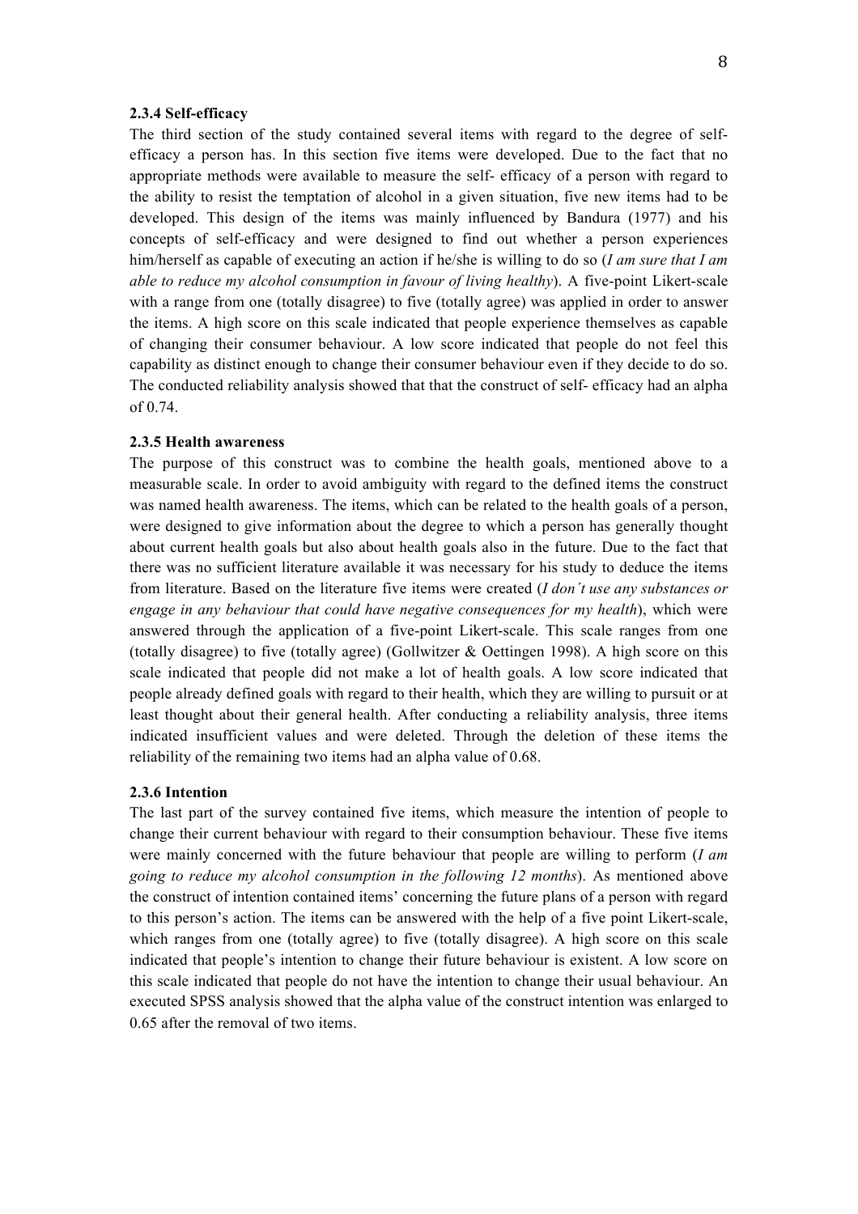#### 2.3.4 Self-efficacy

The third section of the study contained several items with regard to the degree of self-efficacy a person has. In this section five items were developed. Due to the fact that no appropriate methods were available to measure the self- efficacy of a person with regard to the ability to resist the temptation of alcohol in a given situation, five new items had to be developed. This design of the items was mainly influenced by Bandura (1977) and his concepts of self-efficacy and were designed to find out whether a person experiences him/herself as capable of executing an action if he/she is willing to do so (*I am sure that I am able to reduce my alcohol consumption in favour of living healthy*). A five-point Likert-scale with a range from one (totally disagree) to five (totally agree) was applied in order to answer the items. A high score on this scale indicated that people experience themselves as capable of changing their consumer behaviour. A low score indicated that people do not feel this capability as distinct enough to change their consumer behaviour even if they decide to do so. The conducted reliability analysis showed that that the construct of self- efficacy had an alpha of 0.74.

#### 2.3.5 Health awareness

The purpose of this construct was to combine the health goals, mentioned above to a measurable scale. In order to avoid ambiguity with regard to the defined items the construct was named health awareness. The items, which can be related to the health goals of a person, were designed to give information about the degree to which a person has generally thought about current health goals but also about health goals also in the future. Due to the fact that there was no sufficient literature available it was necessary for his study to deduce the items from literature. Based on the literature five items were created (*I don´t use any substances or engage in any behaviour that could have negative consequences for my health*), which were answered through the application of a five-point Likert-scale. This scale ranges from one (totally disagree) to five (totally agree) (Gollwitzer & Oettingen 1998). A high score on this scale indicated that people did not make a lot of health goals. A low score indicated that people already defined goals with regard to their health, which they are willing to pursuit or at least thought about their general health. After conducting a reliability analysis, three items indicated insufficient values and were deleted. Through the deletion of these items the reliability of the remaining two items had an alpha value of 0.68.

#### 2.3.6 Intention

The last part of the survey contained five items, which measure the intention of people to change their current behaviour with regard to their consumption behaviour. These five items were mainly concerned with the future behaviour that people are willing to perform (*I am going to reduce my alcohol consumption in the following 12 months*). As mentioned above the construct of intention contained items' concerning the future plans of a person with regard to this person's action. The items can be answered with the help of a five point Likert-scale, which ranges from one (totally agree) to five (totally disagree). A high score on this scale indicated that people's intention to change their future behaviour is existent. A low score on this scale indicated that people do not have the intention to change their usual behaviour. An executed SPSS analysis showed that the alpha value of the construct intention was enlarged to 0.65 after the removal of two items.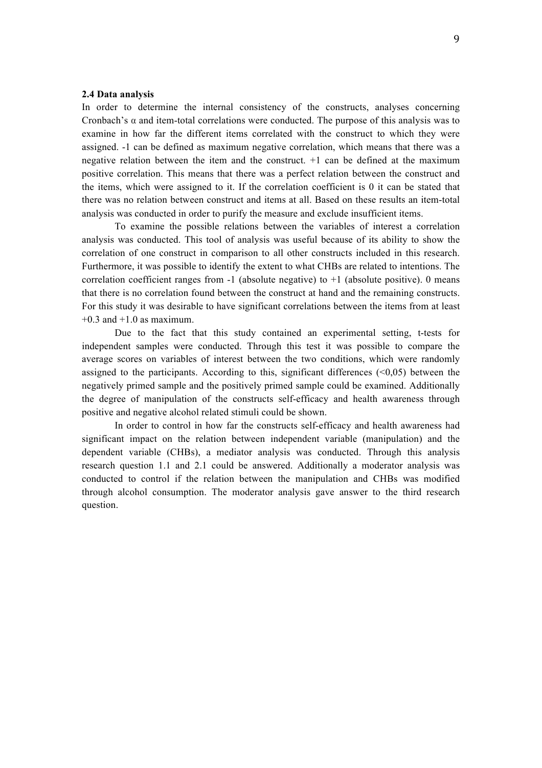**2.4 Data analysis**

In order to determine the internal consistency of the constructs, analyses concerning Cronbach's α and item-total correlations were conducted. The purpose of this analysis was to examine in how far the different items correlated with the construct to which they were assigned. -1 can be defined as maximum negative correlation, which means that there was a negative relation between the item and the construct. +1 can be defined at the maximum positive correlation. This means that there was a perfect relation between the construct and the items, which were assigned to it. If the correlation coefficient is 0 it can be stated that there was no relation between construct and items at all. Based on these results an item-total analysis was conducted in order to purify the measure and exclude insufficient items.

To examine the possible relations between the variables of interest a correlation analysis was conducted. This tool of analysis was useful because of its ability to show the correlation of one construct in comparison to all other constructs included in this research. Furthermore, it was possible to identify the extent to what CHBs are related to intentions. The correlation coefficient ranges from -1 (absolute negative) to +1 (absolute positive). 0 means that there is no correlation found between the construct at hand and the remaining constructs. For this study it was desirable to have significant correlations between the items from at least +0.3 and +1.0 as maximum.

Due to the fact that this study contained an experimental setting, t-tests for independent samples were conducted. Through this test it was possible to compare the average scores on variables of interest between the two conditions, which were randomly assigned to the participants. According to this, significant differences (<0,05) between the negatively primed sample and the positively primed sample could be examined. Additionally the degree of manipulation of the constructs self-efficacy and health awareness through positive and negative alcohol related stimuli could be shown.

In order to control in how far the constructs self-efficacy and health awareness had significant impact on the relation between independent variable (manipulation) and the dependent variable (CHBs), a mediator analysis was conducted. Through this analysis research question 1.1 and 2.1 could be answered. Additionally a moderator analysis was conducted to control if the relation between the manipulation and CHBs was modified through alcohol consumption. The moderator analysis gave answer to the third research question.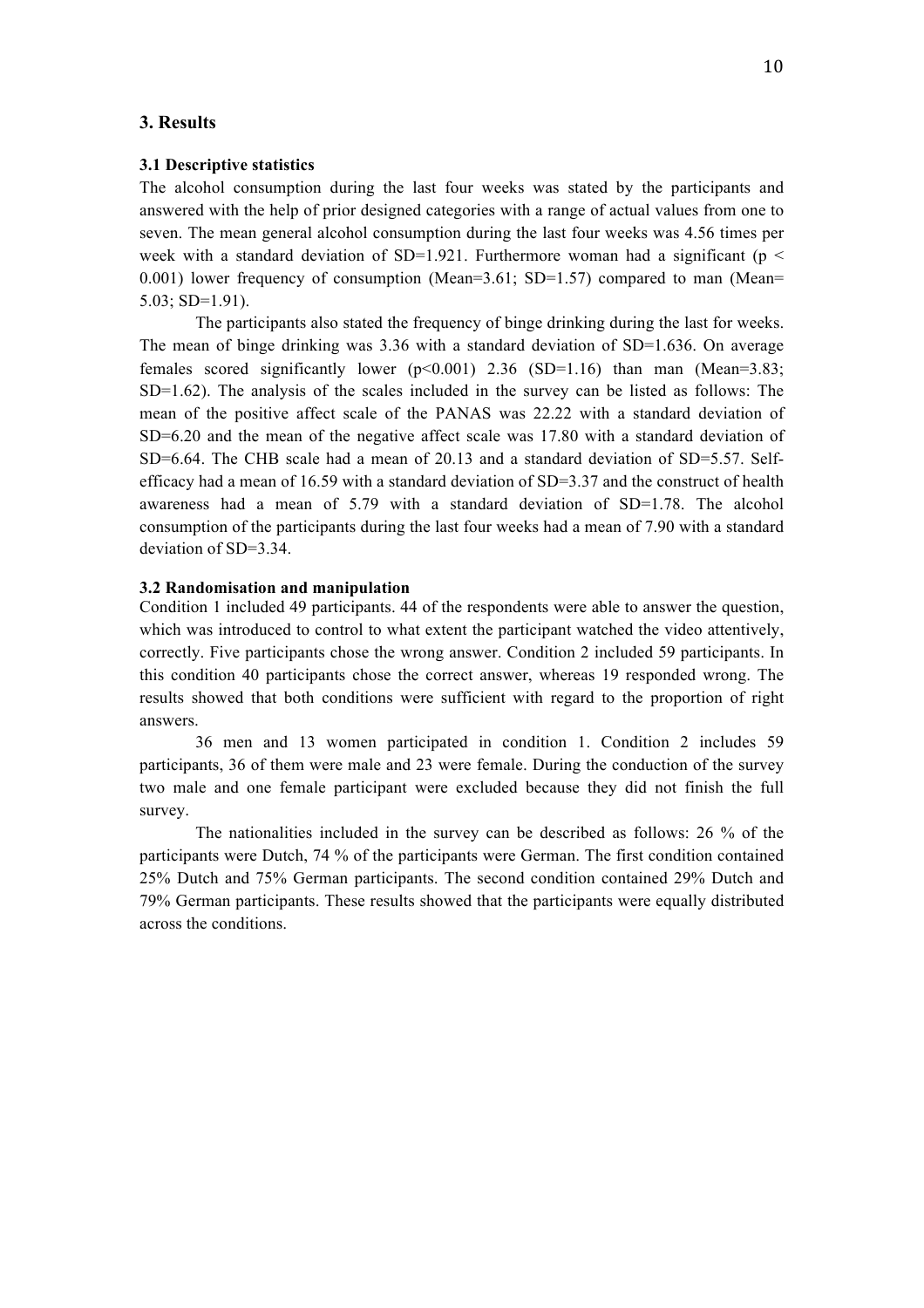# 3. Results

### 3.1 Descriptive statistics

The alcohol consumption during the last four weeks was stated by the participants and answered with the help of prior designed categories with a range of actual values from one to seven. The mean general alcohol consumption during the last four weeks was 4.56 times per week with a standard deviation of SD=1.921. Furthermore woman had a significant ($p < 0.001$) lower frequency of consumption (Mean=3.61; SD=1.57) compared to man (Mean= 5.03; SD=1.91).

The participants also stated the frequency of binge drinking during the last for weeks. The mean of binge drinking was 3.36 with a standard deviation of SD=1.636. On average females scored significantly lower ($p<0.001$) 2.36 (SD=1.16) than man (Mean=3.83; SD=1.62). The analysis of the scales included in the survey can be listed as follows: The mean of the positive affect scale of the PANAS was 22.22 with a standard deviation of SD=6.20 and the mean of the negative affect scale was 17.80 with a standard deviation of SD=6.64. The CHB scale had a mean of 20.13 and a standard deviation of SD=5.57. Self-efficacy had a mean of 16.59 with a standard deviation of SD=3.37 and the construct of health awareness had a mean of 5.79 with a standard deviation of SD=1.78. The alcohol consumption of the participants during the last four weeks had a mean of 7.90 with a standard deviation of SD=3.34.

### 3.2 Randomisation and manipulation

Condition 1 included 49 participants. 44 of the respondents were able to answer the question, which was introduced to control to what extent the participant watched the video attentively, correctly. Five participants chose the wrong answer. Condition 2 included 59 participants. In this condition 40 participants chose the correct answer, whereas 19 responded wrong. The results showed that both conditions were sufficient with regard to the proportion of right answers.

36 men and 13 women participated in condition 1. Condition 2 includes 59 participants, 36 of them were male and 23 were female. During the conduction of the survey two male and one female participant were excluded because they did not finish the full survey.

The nationalities included in the survey can be described as follows: 26 % of the participants were Dutch, 74 % of the participants were German. The first condition contained 25% Dutch and 75% German participants. The second condition contained 29% Dutch and 79% German participants. These results showed that the participants were equally distributed across the conditions.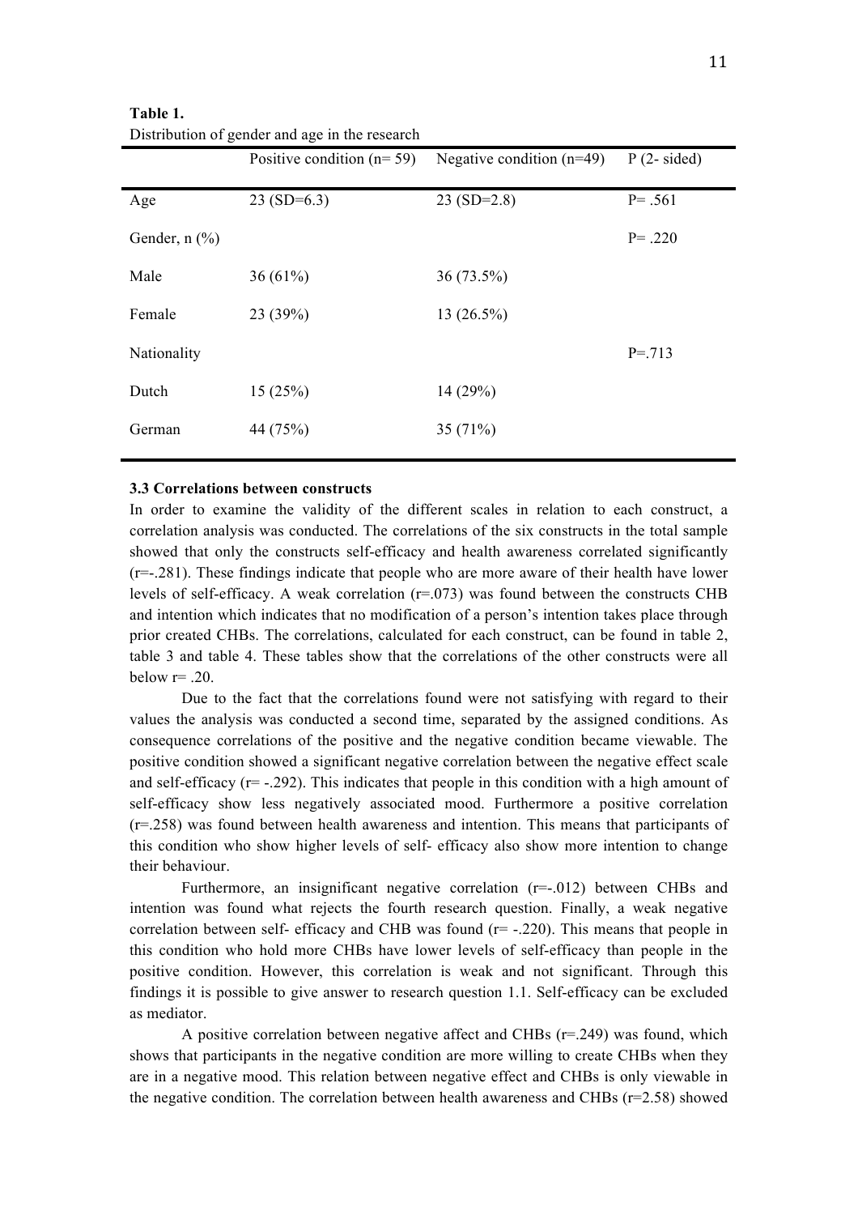**Table 1.**
Distribution of gender and age in the research

| | Positive condition (n= 59) | Negative condition (n=49) | P (2- sided) |
|---|---|---|---|
| Age | 23 (SD=6.3) | 23 (SD=2.8) | P= .561 |
| Gender, n (%) | | | P= .220 |
| Male | 36 (61%) | 36 (73.5%) | |
| Female | 23 (39%) | 13 (26.5%) | |
| Nationality | | | P=.713 |
| Dutch | 15 (25%) | 14 (29%) | |
| German | 44 (75%) | 35 (71%) | |

**3.3 Correlations between constructs**

In order to examine the validity of the different scales in relation to each construct, a correlation analysis was conducted. The correlations of the six constructs in the total sample showed that only the constructs self-efficacy and health awareness correlated significantly (r=-.281). These findings indicate that people who are more aware of their health have lower levels of self-efficacy. A weak correlation (r=.073) was found between the constructs CHB and intention which indicates that no modification of a person's intention takes place through prior created CHBs. The correlations, calculated for each construct, can be found in table 2, table 3 and table 4. These tables show that the correlations of the other constructs were all below r= .20.

Due to the fact that the correlations found were not satisfying with regard to their values the analysis was conducted a second time, separated by the assigned conditions. As consequence correlations of the positive and the negative condition became viewable. The positive condition showed a significant negative correlation between the negative effect scale and self-efficacy (r= -.292). This indicates that people in this condition with a high amount of self-efficacy show less negatively associated mood. Furthermore a positive correlation (r=.258) was found between health awareness and intention. This means that participants of this condition who show higher levels of self- efficacy also show more intention to change their behaviour.

Furthermore, an insignificant negative correlation (r=-.012) between CHBs and intention was found what rejects the fourth research question. Finally, a weak negative correlation between self- efficacy and CHB was found (r= -.220). This means that people in this condition who hold more CHBs have lower levels of self-efficacy than people in the positive condition. However, this correlation is weak and not significant. Through this findings it is possible to give answer to research question 1.1. Self-efficacy can be excluded as mediator.

A positive correlation between negative affect and CHBs (r=.249) was found, which shows that participants in the negative condition are more willing to create CHBs when they are in a negative mood. This relation between negative effect and CHBs is only viewable in the negative condition. The correlation between health awareness and CHBs (r=2.58) showed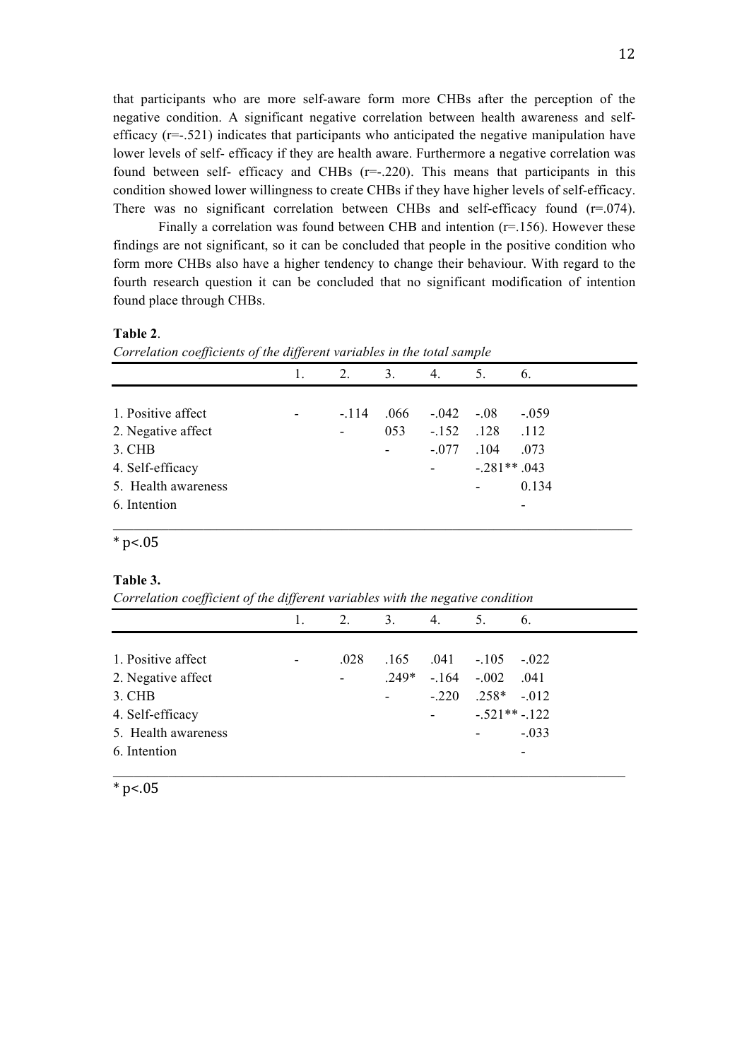that participants who are more self-aware form more CHBs after the perception of the negative condition. A significant negative correlation between health awareness and self-efficacy (r=-.521) indicates that participants who anticipated the negative manipulation have lower levels of self- efficacy if they are health aware. Furthermore a negative correlation was found between self- efficacy and CHBs (r=-.220). This means that participants in this condition showed lower willingness to create CHBs if they have higher levels of self-efficacy. There was no significant correlation between CHBs and self-efficacy found (r=.074).

Finally a correlation was found between CHB and intention (r=.156). However these findings are not significant, so it can be concluded that people in the positive condition who form more CHBs also have a higher tendency to change their behaviour. With regard to the fourth research question it can be concluded that no significant modification of intention found place through CHBs.

**Table 2**.

*Correlation coefficients of the different variables in the total sample*

| | 1. | 2. | 3. | 4. | 5. | 6. |
|---|---|---|---|---|---|---|
| 1. Positive affect | - | -.114 | .066 | -.042 | -.08 | -.059 |
| 2. Negative affect | | - | 053 | -.152 | .128 | .112 |
| 3. CHB | | | - | -.077 | .104 | .073 |
| 4. Self-efficacy | | | | - | -.281** | .043 |
| 5. Health awareness | | | | | - | 0.134 |
| 6. Intention | | | | | | - |

* p<.05

**Table 3.**

*Correlation coefficient of the different variables with the negative condition*

| | 1. | 2. | 3. | 4. | 5. | 6. |
|---|---|---|---|---|---|---|
| 1. Positive affect | - | .028 | .165 | .041 | -.105 | -.022 |
| 2. Negative affect | | - | .249* | -.164 | -.002 | .041 |
| 3. CHB | | | - | -.220 | .258* | -.012 |
| 4. Self-efficacy | | | | - | -.521** | -.122 |
| 5. Health awareness | | | | | - | -.033 |
| 6. Intention | | | | | | - |

* p<.05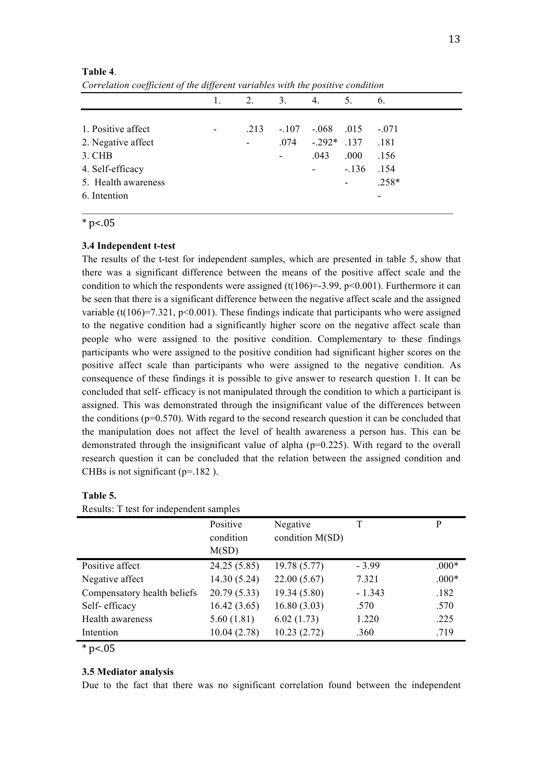**Table 4**.

*Correlation coefficient of the different variables with the positive condition*

| | 1. | 2. | 3. | 4. | 5. | 6. |
|---|---|---|---|---|---|---|
| 1. Positive affect | - | .213 | -.107 | -.068 | .015 | -.071 |
| 2. Negative affect | | - | .074 | -.292* | .137 | .181 |
| 3. CHB | | | - | .043 | .000 | .156 |
| 4. Self-efficacy | | | | - | -.136 | .154 |
| 5. Health awareness | | | | | - | .258* |
| 6. Intention | | | | | | - |

\* $p<.05$

### 3.4 Independent t-test

The results of the t-test for independent samples, which are presented in table 5, show that there was a significant difference between the means of the positive affect scale and the condition to which the respondents were assigned ($t(106)=-3.99$, $p<0.001$). Furthermore it can be seen that there is a significant difference between the negative affect scale and the assigned variable ($t(106)=7.321$, $p<0.001$). These findings indicate that participants who were assigned to the negative condition had a significantly higher score on the negative affect scale than people who were assigned to the positive condition. Complementary to these findings participants who were assigned to the positive condition had significant higher scores on the positive affect scale than participants who were assigned to the negative condition. As consequence of these findings it is possible to give answer to research question 1. It can be concluded that self- efficacy is not manipulated through the condition to which a participant is assigned. This was demonstrated through the insignificant value of the differences between the conditions ($p=0.570$). With regard to the second research question it can be concluded that the manipulation does not affect the level of health awareness a person has. This can be demonstrated through the insignificant value of alpha ($p=0.225$). With regard to the overall research question it can be concluded that the relation between the assigned condition and CHBs is not significant ($p=.182$ ).

**Table 5.**

Results: T test for independent samples

| | Positive condition M(SD) | Negative condition M(SD) | T | P |
|---|---|---|---|---|
| Positive affect | 24.25 (5.85) | 19.78 (5.77) | - 3.99 | .000* |
| Negative affect | 14.30 (5.24) | 22.00 (5.67) | 7.321 | .000* |
| Compensatory health beliefs | 20.79 (5.33) | 19.34 (5.80) | - 1.343 | .182 |
| Self- efficacy | 16.42 (3.65) | 16.80 (3.03) | .570 | .570 |
| Health awareness | 5.60 (1.81) | 6.02 (1.73) | 1.220 | .225 |
| Intention | 10.04 (2.78) | 10.23 (2.72) | .360 | .719 |

\* $p<.05$

### 3.5 Mediator analysis

Due to the fact that there was no significant correlation found between the independent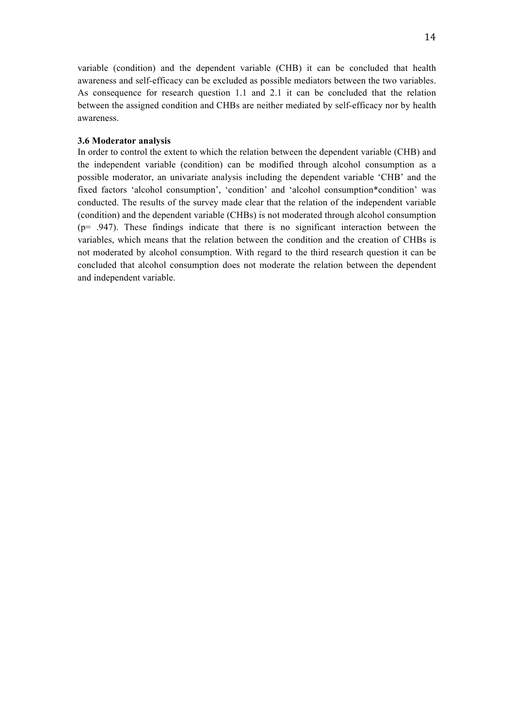variable (condition) and the dependent variable (CHB) it can be concluded that health awareness and self-efficacy can be excluded as possible mediators between the two variables. As consequence for research question 1.1 and 2.1 it can be concluded that the relation between the assigned condition and CHBs are neither mediated by self-efficacy nor by health awareness.

### 3.6 Moderator analysis

In order to control the extent to which the relation between the dependent variable (CHB) and the independent variable (condition) can be modified through alcohol consumption as a possible moderator, an univariate analysis including the dependent variable 'CHB' and the fixed factors 'alcohol consumption', 'condition' and 'alcohol consumption*condition' was conducted. The results of the survey made clear that the relation of the independent variable (condition) and the dependent variable (CHBs) is not moderated through alcohol consumption ($p = .947$). These findings indicate that there is no significant interaction between the variables, which means that the relation between the condition and the creation of CHBs is not moderated by alcohol consumption. With regard to the third research question it can be concluded that alcohol consumption does not moderate the relation between the dependent and independent variable.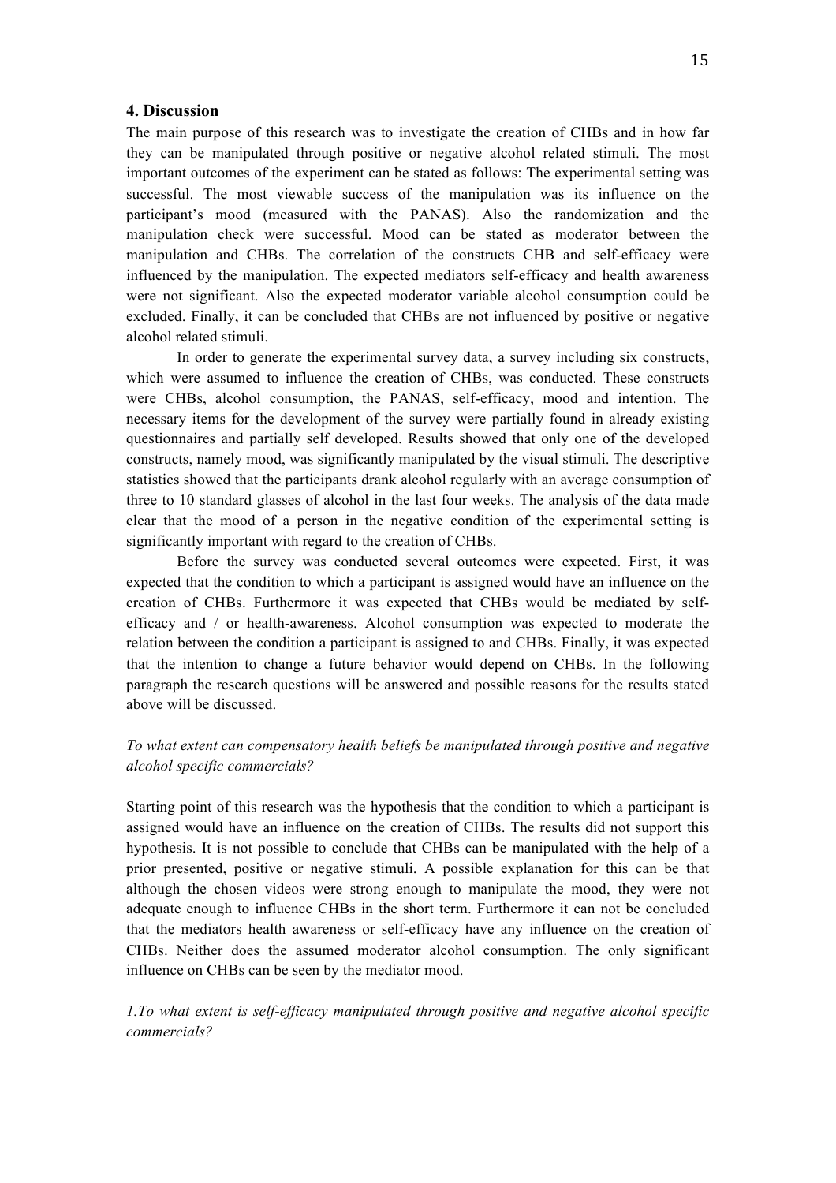## 4. Discussion

The main purpose of this research was to investigate the creation of CHBs and in how far they can be manipulated through positive or negative alcohol related stimuli. The most important outcomes of the experiment can be stated as follows: The experimental setting was successful. The most viewable success of the manipulation was its influence on the participant's mood (measured with the PANAS). Also the randomization and the manipulation check were successful. Mood can be stated as moderator between the manipulation and CHBs. The correlation of the constructs CHB and self-efficacy were influenced by the manipulation. The expected mediators self-efficacy and health awareness were not significant. Also the expected moderator variable alcohol consumption could be excluded. Finally, it can be concluded that CHBs are not influenced by positive or negative alcohol related stimuli.

In order to generate the experimental survey data, a survey including six constructs, which were assumed to influence the creation of CHBs, was conducted. These constructs were CHBs, alcohol consumption, the PANAS, self-efficacy, mood and intention. The necessary items for the development of the survey were partially found in already existing questionnaires and partially self developed. Results showed that only one of the developed constructs, namely mood, was significantly manipulated by the visual stimuli. The descriptive statistics showed that the participants drank alcohol regularly with an average consumption of three to 10 standard glasses of alcohol in the last four weeks. The analysis of the data made clear that the mood of a person in the negative condition of the experimental setting is significantly important with regard to the creation of CHBs.

Before the survey was conducted several outcomes were expected. First, it was expected that the condition to which a participant is assigned would have an influence on the creation of CHBs. Furthermore it was expected that CHBs would be mediated by self-efficacy and / or health-awareness. Alcohol consumption was expected to moderate the relation between the condition a participant is assigned to and CHBs. Finally, it was expected that the intention to change a future behavior would depend on CHBs. In the following paragraph the research questions will be answered and possible reasons for the results stated above will be discussed.

*To what extent can compensatory health beliefs be manipulated through positive and negative alcohol specific commercials?*

Starting point of this research was the hypothesis that the condition to which a participant is assigned would have an influence on the creation of CHBs. The results did not support this hypothesis. It is not possible to conclude that CHBs can be manipulated with the help of a prior presented, positive or negative stimuli. A possible explanation for this can be that although the chosen videos were strong enough to manipulate the mood, they were not adequate enough to influence CHBs in the short term. Furthermore it can not be concluded that the mediators health awareness or self-efficacy have any influence on the creation of CHBs. Neither does the assumed moderator alcohol consumption. The only significant influence on CHBs can be seen by the mediator mood.

*1.To what extent is self-efficacy manipulated through positive and negative alcohol specific commercials?*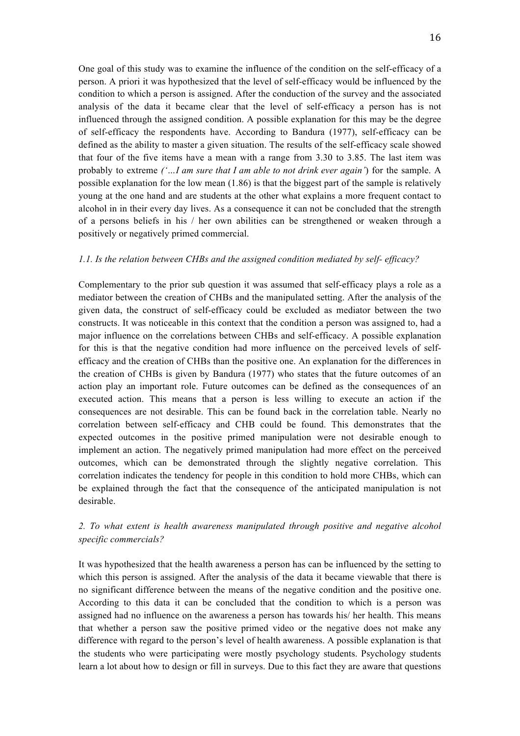One goal of this study was to examine the influence of the condition on the self-efficacy of a person. A priori it was hypothesized that the level of self-efficacy would be influenced by the condition to which a person is assigned. After the conduction of the survey and the associated analysis of the data it became clear that the level of self-efficacy a person has is not influenced through the assigned condition. A possible explanation for this may be the degree of self-efficacy the respondents have. According to Bandura (1977), self-efficacy can be defined as the ability to master a given situation. The results of the self-efficacy scale showed that four of the five items have a mean with a range from 3.30 to 3.85. The last item was probably to extreme *('…I am sure that I am able to not drink ever again'*) for the sample. A possible explanation for the low mean (1.86) is that the biggest part of the sample is relatively young at the one hand and are students at the other what explains a more frequent contact to alcohol in in their every day lives. As a consequence it can not be concluded that the strength of a persons beliefs in his / her own abilities can be strengthened or weaken through a positively or negatively primed commercial.

*1.1. Is the relation between CHBs and the assigned condition mediated by self- efficacy?*

Complementary to the prior sub question it was assumed that self-efficacy plays a role as a mediator between the creation of CHBs and the manipulated setting. After the analysis of the given data, the construct of self-efficacy could be excluded as mediator between the two constructs. It was noticeable in this context that the condition a person was assigned to, had a major influence on the correlations between CHBs and self-efficacy. A possible explanation for this is that the negative condition had more influence on the perceived levels of self-efficacy and the creation of CHBs than the positive one. An explanation for the differences in the creation of CHBs is given by Bandura (1977) who states that the future outcomes of an action play an important role. Future outcomes can be defined as the consequences of an executed action. This means that a person is less willing to execute an action if the consequences are not desirable. This can be found back in the correlation table. Nearly no correlation between self-efficacy and CHB could be found. This demonstrates that the expected outcomes in the positive primed manipulation were not desirable enough to implement an action. The negatively primed manipulation had more effect on the perceived outcomes, which can be demonstrated through the slightly negative correlation. This correlation indicates the tendency for people in this condition to hold more CHBs, which can be explained through the fact that the consequence of the anticipated manipulation is not desirable.

*2. To what extent is health awareness manipulated through positive and negative alcohol specific commercials?*

It was hypothesized that the health awareness a person has can be influenced by the setting to which this person is assigned. After the analysis of the data it became viewable that there is no significant difference between the means of the negative condition and the positive one. According to this data it can be concluded that the condition to which is a person was assigned had no influence on the awareness a person has towards his/ her health. This means that whether a person saw the positive primed video or the negative does not make any difference with regard to the person's level of health awareness. A possible explanation is that the students who were participating were mostly psychology students. Psychology students learn a lot about how to design or fill in surveys. Due to this fact they are aware that questions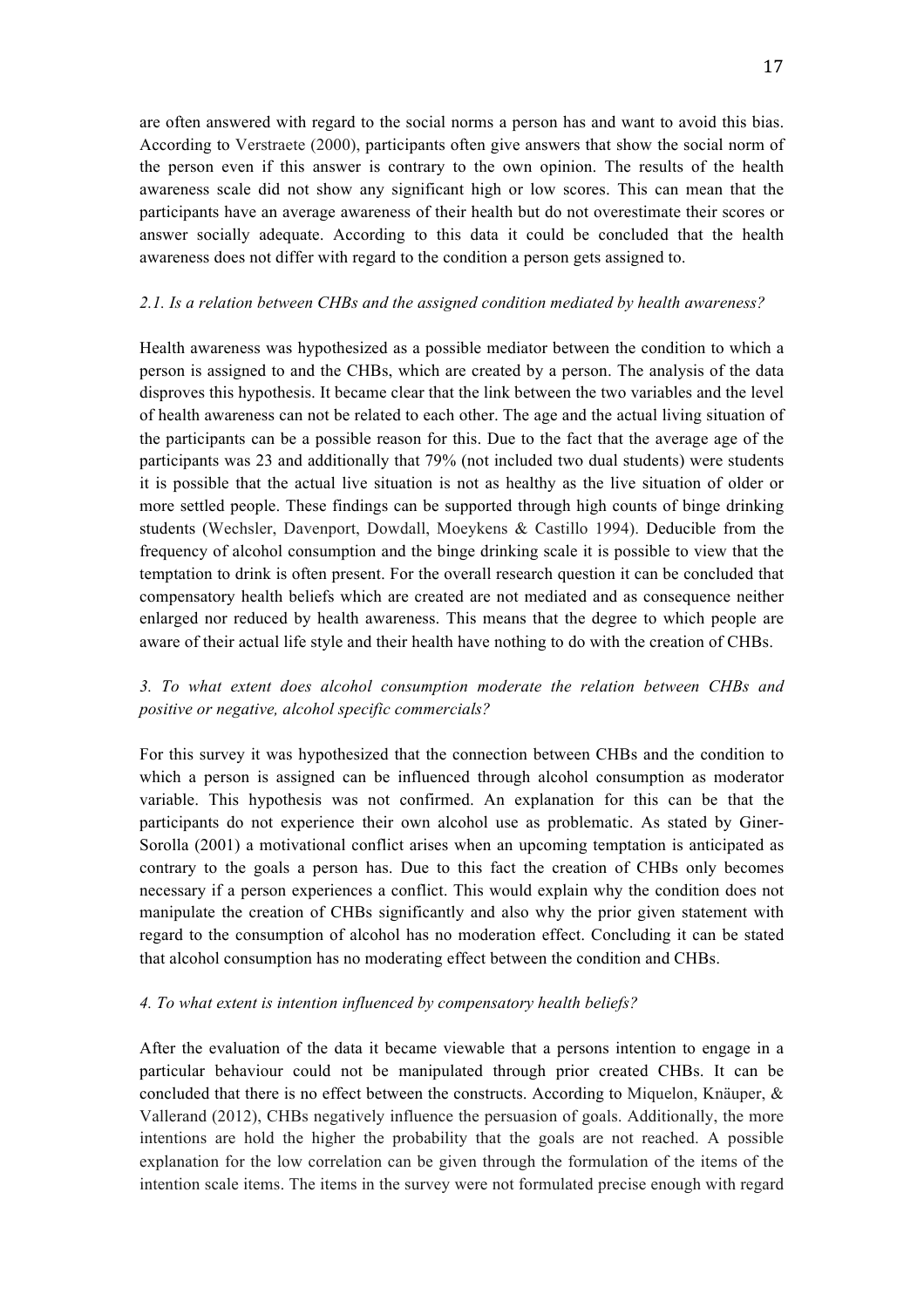are often answered with regard to the social norms a person has and want to avoid this bias. According to Verstraete (2000), participants often give answers that show the social norm of the person even if this answer is contrary to the own opinion. The results of the health awareness scale did not show any significant high or low scores. This can mean that the participants have an average awareness of their health but do not overestimate their scores or answer socially adequate. According to this data it could be concluded that the health awareness does not differ with regard to the condition a person gets assigned to.

*2.1. Is a relation between CHBs and the assigned condition mediated by health awareness?*

Health awareness was hypothesized as a possible mediator between the condition to which a person is assigned to and the CHBs, which are created by a person. The analysis of the data disproves this hypothesis. It became clear that the link between the two variables and the level of health awareness can not be related to each other. The age and the actual living situation of the participants can be a possible reason for this. Due to the fact that the average age of the participants was 23 and additionally that 79% (not included two dual students) were students it is possible that the actual live situation is not as healthy as the live situation of older or more settled people. These findings can be supported through high counts of binge drinking students (Wechsler, Davenport, Dowdall, Moeykens & Castillo 1994). Deducible from the frequency of alcohol consumption and the binge drinking scale it is possible to view that the temptation to drink is often present. For the overall research question it can be concluded that compensatory health beliefs which are created are not mediated and as consequence neither enlarged nor reduced by health awareness. This means that the degree to which people are aware of their actual life style and their health have nothing to do with the creation of CHBs.

*3. To what extent does alcohol consumption moderate the relation between CHBs and positive or negative, alcohol specific commercials?*

For this survey it was hypothesized that the connection between CHBs and the condition to which a person is assigned can be influenced through alcohol consumption as moderator variable. This hypothesis was not confirmed. An explanation for this can be that the participants do not experience their own alcohol use as problematic. As stated by Giner-Sorolla (2001) a motivational conflict arises when an upcoming temptation is anticipated as contrary to the goals a person has. Due to this fact the creation of CHBs only becomes necessary if a person experiences a conflict. This would explain why the condition does not manipulate the creation of CHBs significantly and also why the prior given statement with regard to the consumption of alcohol has no moderation effect. Concluding it can be stated that alcohol consumption has no moderating effect between the condition and CHBs.

*4. To what extent is intention influenced by compensatory health beliefs?*

After the evaluation of the data it became viewable that a persons intention to engage in a particular behaviour could not be manipulated through prior created CHBs. It can be concluded that there is no effect between the constructs. According to Miquelon, Knäuper, & Vallerand (2012), CHBs negatively influence the persuasion of goals. Additionally, the more intentions are hold the higher the probability that the goals are not reached. A possible explanation for the low correlation can be given through the formulation of the items of the intention scale items. The items in the survey were not formulated precise enough with regard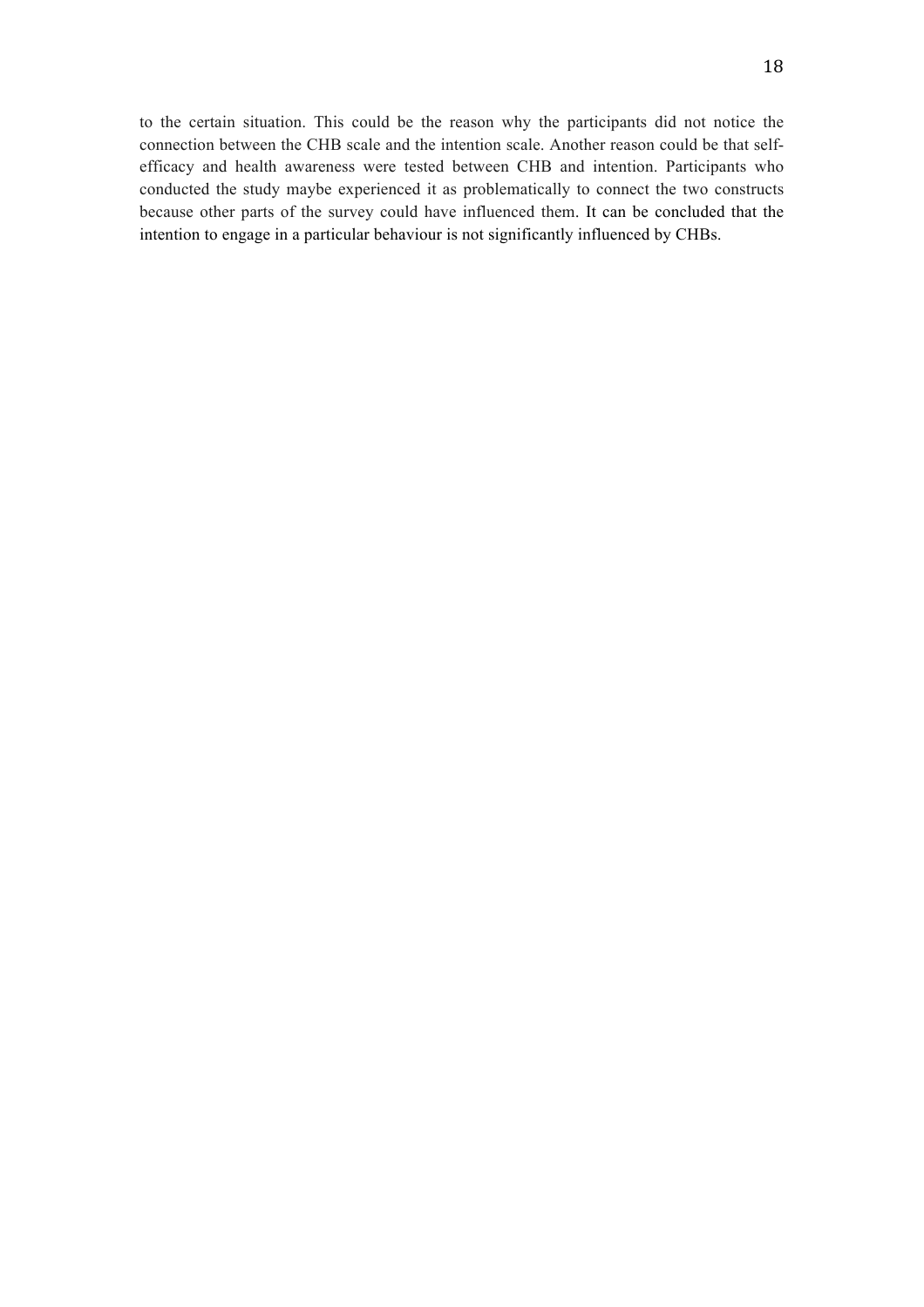to the certain situation. This could be the reason why the participants did not notice the connection between the CHB scale and the intention scale. Another reason could be that self-efficacy and health awareness were tested between CHB and intention. Participants who conducted the study maybe experienced it as problematically to connect the two constructs because other parts of the survey could have influenced them. It can be concluded that the intention to engage in a particular behaviour is not significantly influenced by CHBs.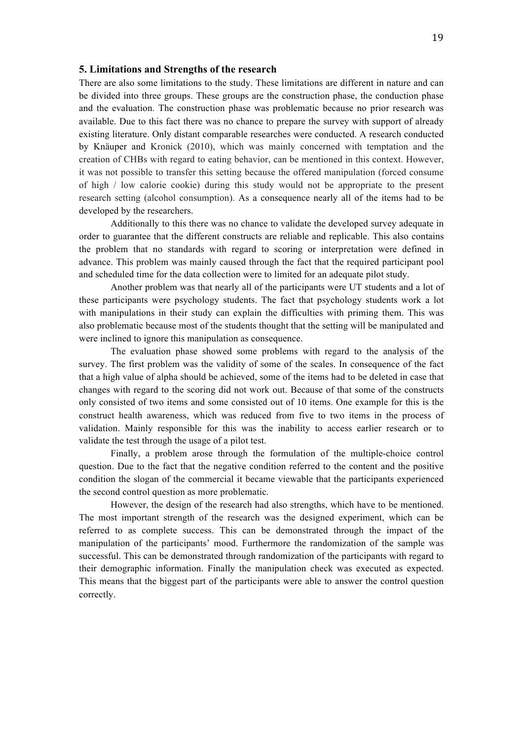## 5. Limitations and Strengths of the research

There are also some limitations to the study. These limitations are different in nature and can be divided into three groups. These groups are the construction phase, the conduction phase and the evaluation. The construction phase was problematic because no prior research was available. Due to this fact there was no chance to prepare the survey with support of already existing literature. Only distant comparable researches were conducted. A research conducted by Knäuper and Kronick (2010), which was mainly concerned with temptation and the creation of CHBs with regard to eating behavior, can be mentioned in this context. However, it was not possible to transfer this setting because the offered manipulation (forced consume of high / low calorie cookie) during this study would not be appropriate to the present research setting (alcohol consumption). As a consequence nearly all of the items had to be developed by the researchers.

Additionally to this there was no chance to validate the developed survey adequate in order to guarantee that the different constructs are reliable and replicable. This also contains the problem that no standards with regard to scoring or interpretation were defined in advance. This problem was mainly caused through the fact that the required participant pool and scheduled time for the data collection were to limited for an adequate pilot study.

Another problem was that nearly all of the participants were UT students and a lot of these participants were psychology students. The fact that psychology students work a lot with manipulations in their study can explain the difficulties with priming them. This was also problematic because most of the students thought that the setting will be manipulated and were inclined to ignore this manipulation as consequence.

The evaluation phase showed some problems with regard to the analysis of the survey. The first problem was the validity of some of the scales. In consequence of the fact that a high value of alpha should be achieved, some of the items had to be deleted in case that changes with regard to the scoring did not work out. Because of that some of the constructs only consisted of two items and some consisted out of 10 items. One example for this is the construct health awareness, which was reduced from five to two items in the process of validation. Mainly responsible for this was the inability to access earlier research or to validate the test through the usage of a pilot test.

Finally, a problem arose through the formulation of the multiple-choice control question. Due to the fact that the negative condition referred to the content and the positive condition the slogan of the commercial it became viewable that the participants experienced the second control question as more problematic.

However, the design of the research had also strengths, which have to be mentioned. The most important strength of the research was the designed experiment, which can be referred to as complete success. This can be demonstrated through the impact of the manipulation of the participants' mood. Furthermore the randomization of the sample was successful. This can be demonstrated through randomization of the participants with regard to their demographic information. Finally the manipulation check was executed as expected. This means that the biggest part of the participants were able to answer the control question correctly.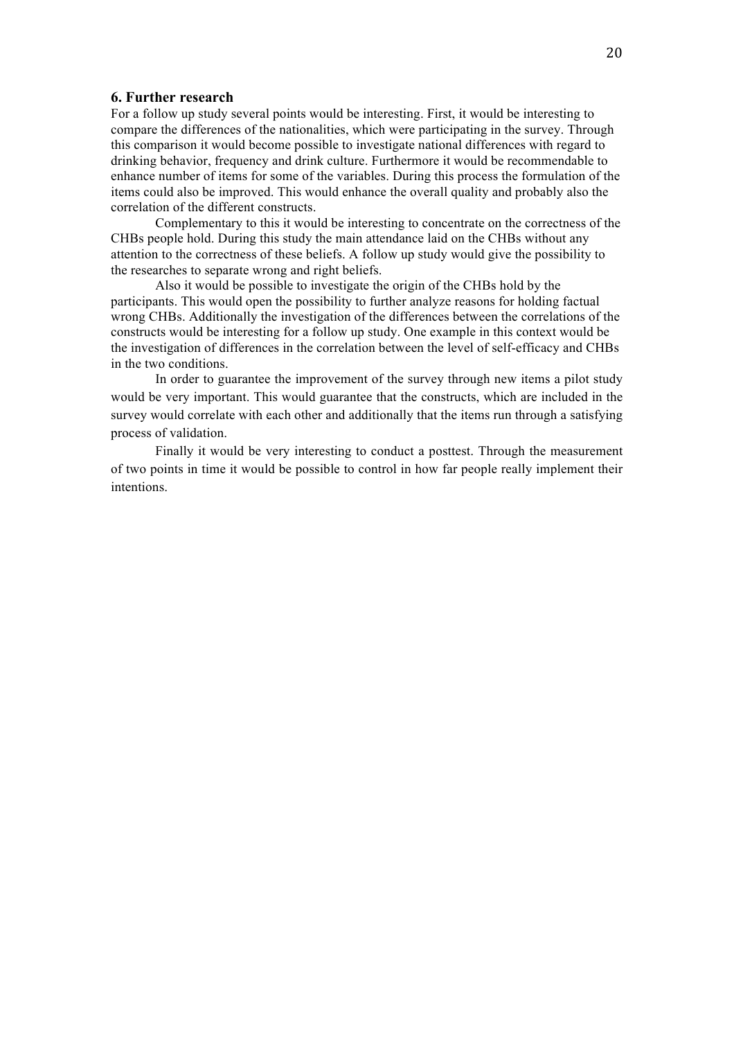## 6. Further research

For a follow up study several points would be interesting. First, it would be interesting to compare the differences of the nationalities, which were participating in the survey. Through this comparison it would become possible to investigate national differences with regard to drinking behavior, frequency and drink culture. Furthermore it would be recommendable to enhance number of items for some of the variables. During this process the formulation of the items could also be improved. This would enhance the overall quality and probably also the correlation of the different constructs.

Complementary to this it would be interesting to concentrate on the correctness of the CHBs people hold. During this study the main attendance laid on the CHBs without any attention to the correctness of these beliefs. A follow up study would give the possibility to the researches to separate wrong and right beliefs.

Also it would be possible to investigate the origin of the CHBs hold by the participants. This would open the possibility to further analyze reasons for holding factual wrong CHBs. Additionally the investigation of the differences between the correlations of the constructs would be interesting for a follow up study. One example in this context would be the investigation of differences in the correlation between the level of self-efficacy and CHBs in the two conditions.

In order to guarantee the improvement of the survey through new items a pilot study would be very important. This would guarantee that the constructs, which are included in the survey would correlate with each other and additionally that the items run through a satisfying process of validation.

Finally it would be very interesting to conduct a posttest. Through the measurement of two points in time it would be possible to control in how far people really implement their intentions.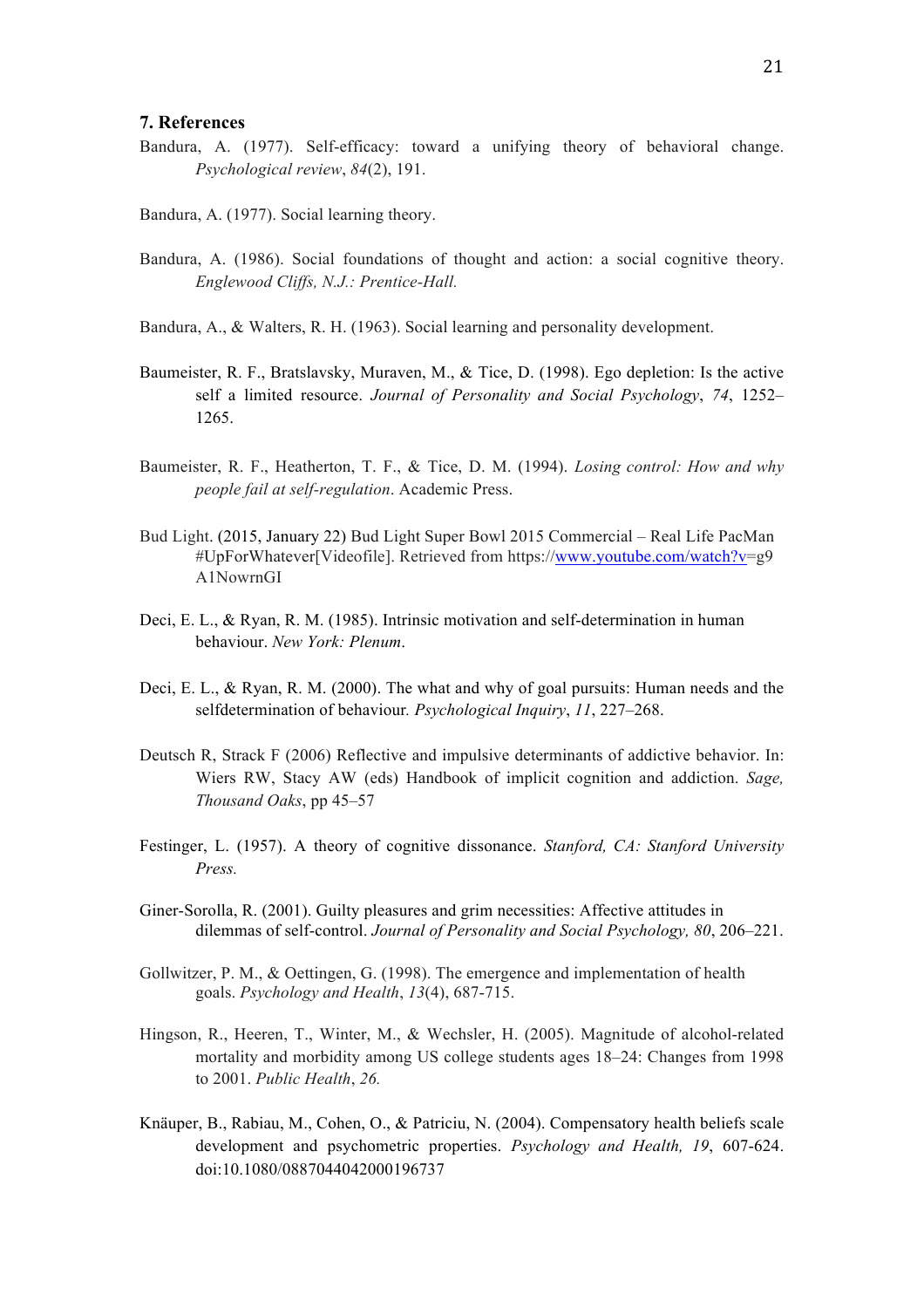### 7. References

Bandura, A. (1977). Self-efficacy: toward a unifying theory of behavioral change. *Psychological review*, *84*(2), 191.

Bandura, A. (1977). Social learning theory.

Bandura, A. (1986). Social foundations of thought and action: a social cognitive theory. *Englewood Cliffs, N.J.: Prentice-Hall.*

Bandura, A., & Walters, R. H. (1963). Social learning and personality development.

Baumeister, R. F., Bratslavsky, Muraven, M., & Tice, D. (1998). Ego depletion: Is the active self a limited resource. *Journal of Personality and Social Psychology*, *74*, 1252–1265.

Baumeister, R. F., Heatherton, T. F., & Tice, D. M. (1994). *Losing control: How and why people fail at self-regulation*. Academic Press.

Bud Light. (2015, January 22) Bud Light Super Bowl 2015 Commercial – Real Life PacMan #UpForWhatever[Videofile]. Retrieved from https://www.youtube.com/watch?v=g9A1NowrnGI

Deci, E. L., & Ryan, R. M. (1985). Intrinsic motivation and self-determination in human behaviour. *New York: Plenum*.

Deci, E. L., & Ryan, R. M. (2000). The what and why of goal pursuits: Human needs and the selfdetermination of behaviour. *Psychological Inquiry*, *11*, 227–268.

Deutsch R, Strack F (2006) Reflective and impulsive determinants of addictive behavior. In: Wiers RW, Stacy AW (eds) Handbook of implicit cognition and addiction. *Sage, Thousand Oaks*, pp 45–57

Festinger, L. (1957). A theory of cognitive dissonance. *Stanford, CA: Stanford University Press.*

Giner-Sorolla, R. (2001). Guilty pleasures and grim necessities: Affective attitudes in dilemmas of self-control. *Journal of Personality and Social Psychology, 80*, 206–221.

Gollwitzer, P. M., & Oettingen, G. (1998). The emergence and implementation of health goals. *Psychology and Health*, *13*(4), 687-715.

Hingson, R., Heeren, T., Winter, M., & Wechsler, H. (2005). Magnitude of alcohol-related mortality and morbidity among US college students ages 18–24: Changes from 1998 to 2001. *Public Health*, *26.*

Knäuper, B., Rabiau, M., Cohen, O., & Patriciu, N. (2004). Compensatory health beliefs scale development and psychometric properties. *Psychology and Health, 19*, 607-624. doi:10.1080/0887044042000196737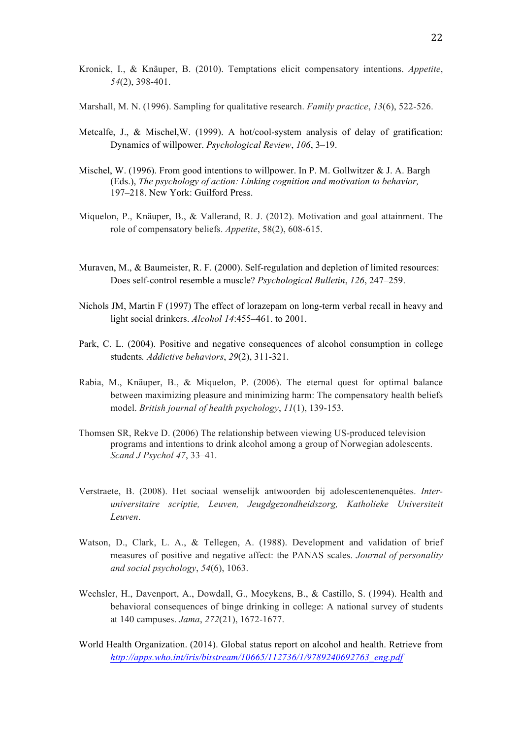Kronick, I., & Knäuper, B. (2010). Temptations elicit compensatory intentions. *Appetite*, *54*(2), 398-401.

Marshall, M. N. (1996). Sampling for qualitative research. *Family practice*, *13*(6), 522-526.

Metcalfe, J., & Mischel,W. (1999). A hot/cool-system analysis of delay of gratification: Dynamics of willpower. *Psychological Review*, *106*, 3–19.

Mischel, W. (1996). From good intentions to willpower. In P. M. Gollwitzer & J. A. Bargh (Eds.), *The psychology of action: Linking cognition and motivation to behavior,* 197–218. New York: Guilford Press.

Miquelon, P., Knäuper, B., & Vallerand, R. J. (2012). Motivation and goal attainment. The role of compensatory beliefs. *Appetite*, 58(2), 608-615.

Muraven, M., & Baumeister, R. F. (2000). Self-regulation and depletion of limited resources: Does self-control resemble a muscle? *Psychological Bulletin*, *126*, 247–259.

Nichols JM, Martin F (1997) The effect of lorazepam on long-term verbal recall in heavy and light social drinkers. *Alcohol 14*:455–461. to 2001.

Park, C. L. (2004). Positive and negative consequences of alcohol consumption in college students*. Addictive behaviors*, *29*(2), 311-321.

Rabia, M., Knäuper, B., & Miquelon, P. (2006). The eternal quest for optimal balance between maximizing pleasure and minimizing harm: The compensatory health beliefs model. *British journal of health psychology*, *11*(1), 139-153.

Thomsen SR, Rekve D. (2006) The relationship between viewing US-produced television programs and intentions to drink alcohol among a group of Norwegian adolescents. *Scand J Psychol 47*, 33–41.

Verstraete, B. (2008). Het sociaal wenselijk antwoorden bij adolescentenenquêtes. *Inter-universitaire scriptie, Leuven, Jeugdgezondheidszorg, Katholieke Universiteit Leuven*.

Watson, D., Clark, L. A., & Tellegen, A. (1988). Development and validation of brief measures of positive and negative affect: the PANAS scales. *Journal of personality and social psychology*, *54*(6), 1063.

Wechsler, H., Davenport, A., Dowdall, G., Moeykens, B., & Castillo, S. (1994). Health and behavioral consequences of binge drinking in college: A national survey of students at 140 campuses. *Jama*, *272*(21), 1672-1677.

World Health Organization. (2014). Global status report on alcohol and health. Retrieve from *http://apps.who.int/iris/bitstream/10665/112736/1/9789240692763_eng.pdf*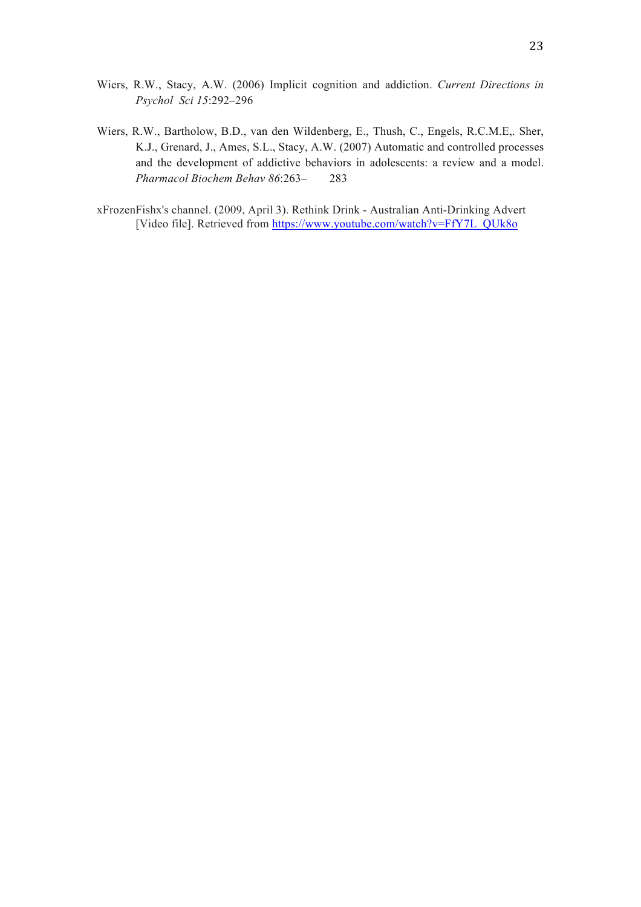Wiers, R.W., Stacy, A.W. (2006) Implicit cognition and addiction. *Current Directions in Psychol Sci 15*:292–296

Wiers, R.W., Bartholow, B.D., van den Wildenberg, E., Thush, C., Engels, R.C.M.E,. Sher, K.J., Grenard, J., Ames, S.L., Stacy, A.W. (2007) Automatic and controlled processes and the development of addictive behaviors in adolescents: a review and a model. *Pharmacol Biochem Behav 86*:263– 283

xFrozenFishx's channel. (2009, April 3). Rethink Drink - Australian Anti-Drinking Advert [Video file]. Retrieved from https://www.youtube.com/watch?v=FfY7L_QUk8o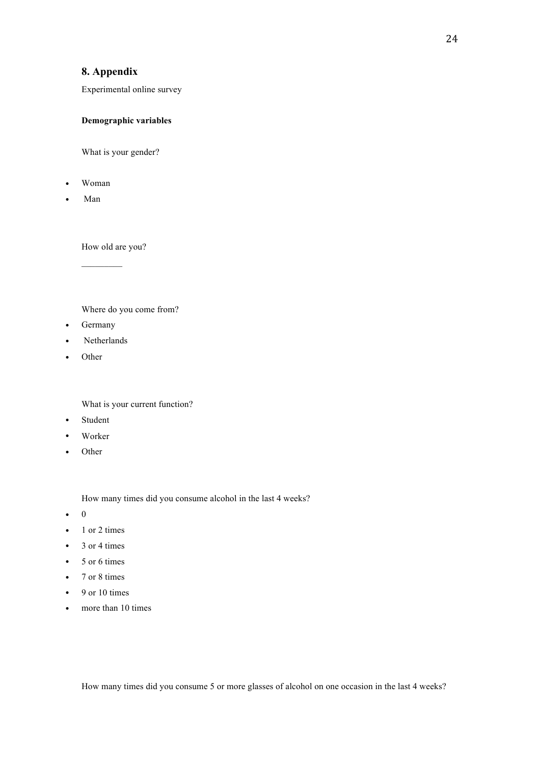## 8. Appendix

Experimental online survey

**Demographic variables**

What is your gender?

- Woman
- Man

How old are you?

_________

Where do you come from?

- Germany
- Netherlands
- Other

What is your current function?

- Student
- Worker
- Other

How many times did you consume alcohol in the last 4 weeks?

- 0
- 1 or 2 times
- 3 or 4 times
- 5 or 6 times
- 7 or 8 times
- 9 or 10 times
- more than 10 times

How many times did you consume 5 or more glasses of alcohol on one occasion in the last 4 weeks?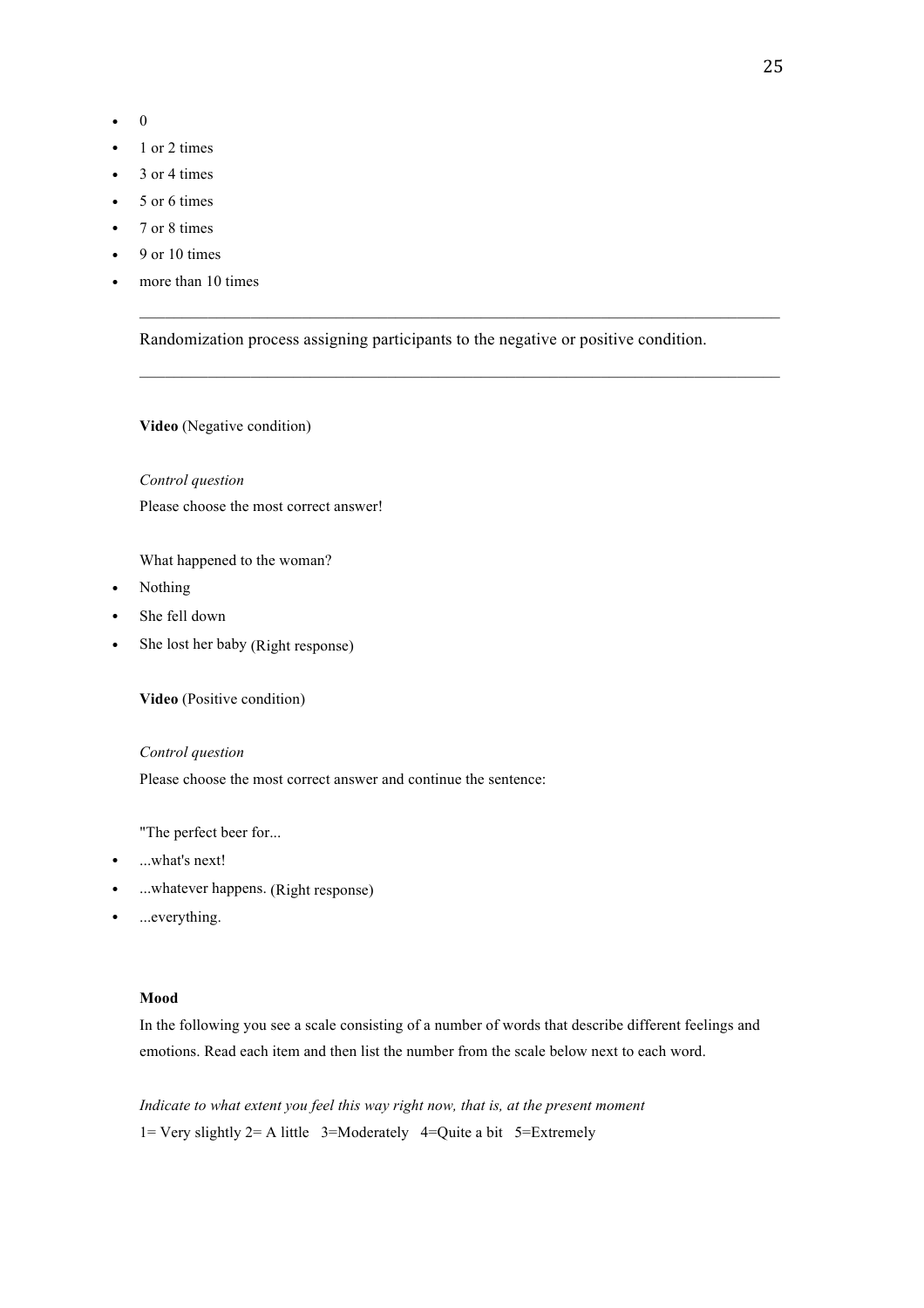- 0
- 1 or 2 times
- 3 or 4 times
- 5 or 6 times
- 7 or 8 times
- 9 or 10 times
- more than 10 times

---

Randomization process assigning participants to the negative or positive condition.

---

**Video** (Negative condition)

*Control question*

Please choose the most correct answer!

What happened to the woman?

- Nothing
- She fell down
- She lost her baby (Right response)

**Video** (Positive condition)

*Control question*

Please choose the most correct answer and continue the sentence:

"The perfect beer for...

- ...what's next!
- ...whatever happens. (Right response)
- ...everything.

**Mood**

In the following you see a scale consisting of a number of words that describe different feelings and emotions. Read each item and then list the number from the scale below next to each word.

*Indicate to what extent you feel this way right now, that is, at the present moment*

1= Very slightly 2= A little 3=Moderately 4=Quite a bit 5=Extremely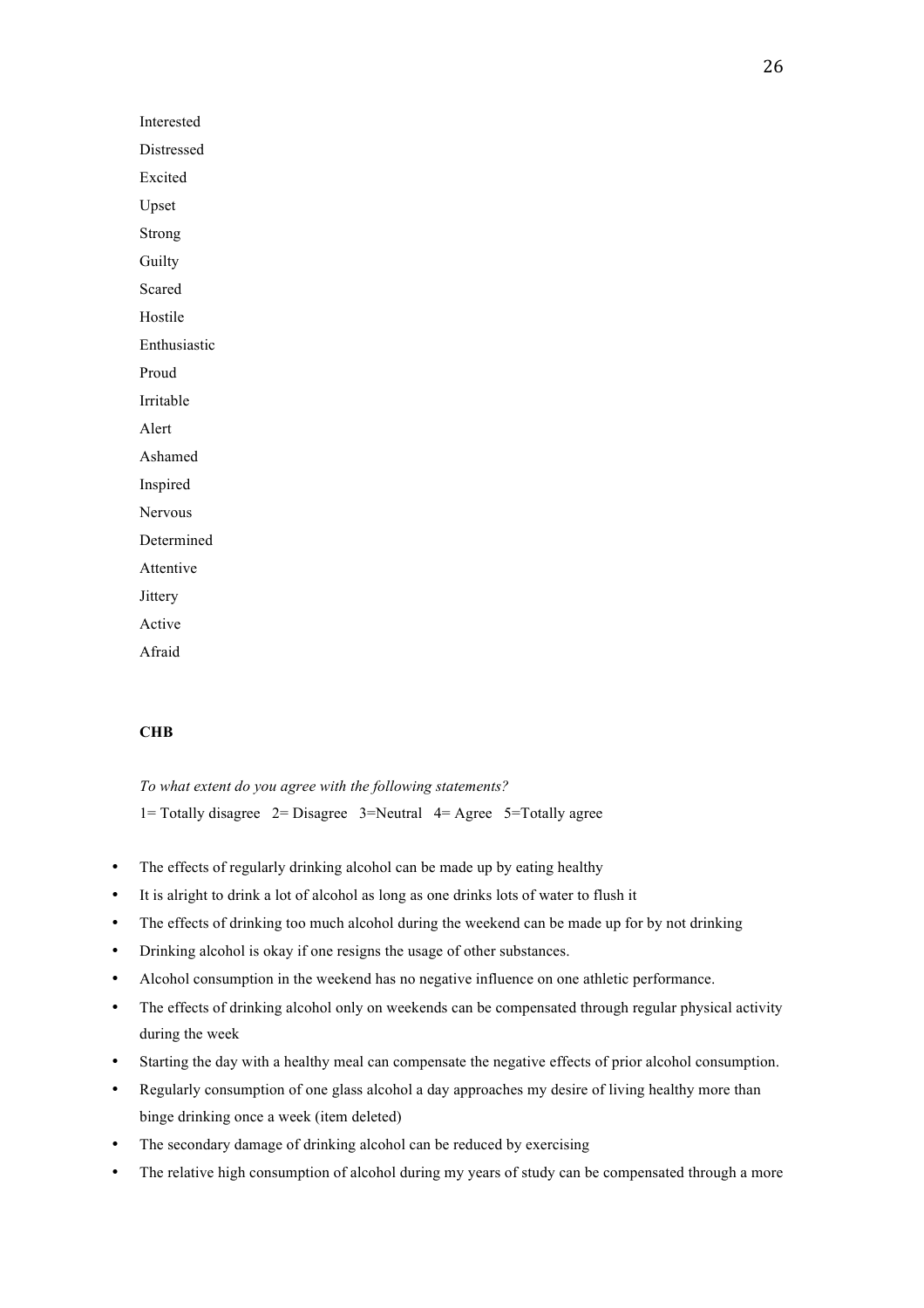Interested

Distressed

Excited

Upset

Strong

Guilty

Scared

Hostile

Enthusiastic

Proud

Irritable

Alert

Ashamed

Inspired

Nervous

Determined

Attentive

Jittery

Active

Afraid

**CHB**

*To what extent do you agree with the following statements?*

1= Totally disagree 2= Disagree 3=Neutral 4= Agree 5=Totally agree

- The effects of regularly drinking alcohol can be made up by eating healthy
- It is alright to drink a lot of alcohol as long as one drinks lots of water to flush it
- The effects of drinking too much alcohol during the weekend can be made up for by not drinking
- Drinking alcohol is okay if one resigns the usage of other substances.
- Alcohol consumption in the weekend has no negative influence on one athletic performance.
- The effects of drinking alcohol only on weekends can be compensated through regular physical activity during the week
- Starting the day with a healthy meal can compensate the negative effects of prior alcohol consumption.
- Regularly consumption of one glass alcohol a day approaches my desire of living healthy more than binge drinking once a week (item deleted)
- The secondary damage of drinking alcohol can be reduced by exercising
- The relative high consumption of alcohol during my years of study can be compensated through a more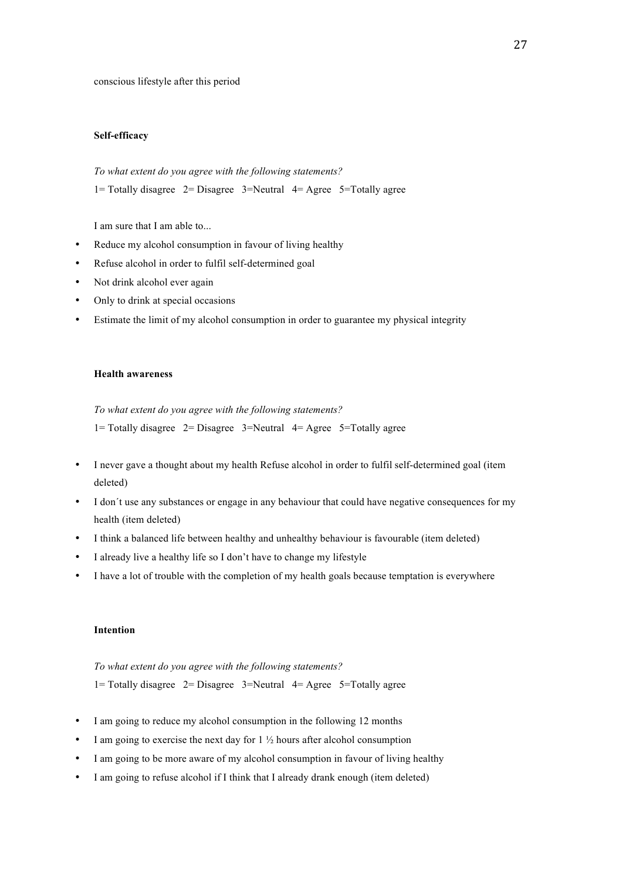conscious lifestyle after this period

**Self-efficacy**

*To what extent do you agree with the following statements?*

1= Totally disagree   2= Disagree   3=Neutral   4= Agree   5=Totally agree

I am sure that I am able to...

- Reduce my alcohol consumption in favour of living healthy
- Refuse alcohol in order to fulfil self-determined goal
- Not drink alcohol ever again
- Only to drink at special occasions
- Estimate the limit of my alcohol consumption in order to guarantee my physical integrity

**Health awareness**

*To what extent do you agree with the following statements?*

1= Totally disagree   2= Disagree   3=Neutral   4= Agree   5=Totally agree

- I never gave a thought about my health Refuse alcohol in order to fulfil self-determined goal (item deleted)
- I don´t use any substances or engage in any behaviour that could have negative consequences for my health (item deleted)
- I think a balanced life between healthy and unhealthy behaviour is favourable (item deleted)
- I already live a healthy life so I don't have to change my lifestyle
- I have a lot of trouble with the completion of my health goals because temptation is everywhere

**Intention**

*To what extent do you agree with the following statements?*

1= Totally disagree   2= Disagree   3=Neutral   4= Agree   5=Totally agree

- I am going to reduce my alcohol consumption in the following 12 months
- I am going to exercise the next day for 1 ½ hours after alcohol consumption
- I am going to be more aware of my alcohol consumption in favour of living healthy
- I am going to refuse alcohol if I think that I already drank enough (item deleted)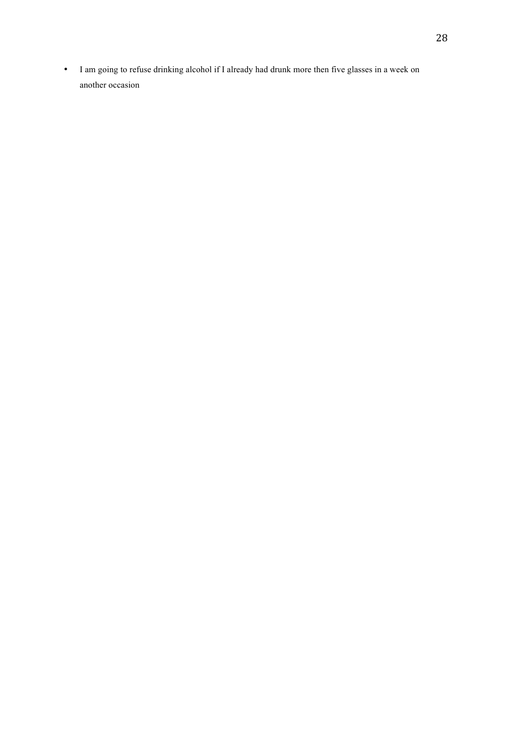- I am going to refuse drinking alcohol if I already had drunk more then five glasses in a week on another occasion